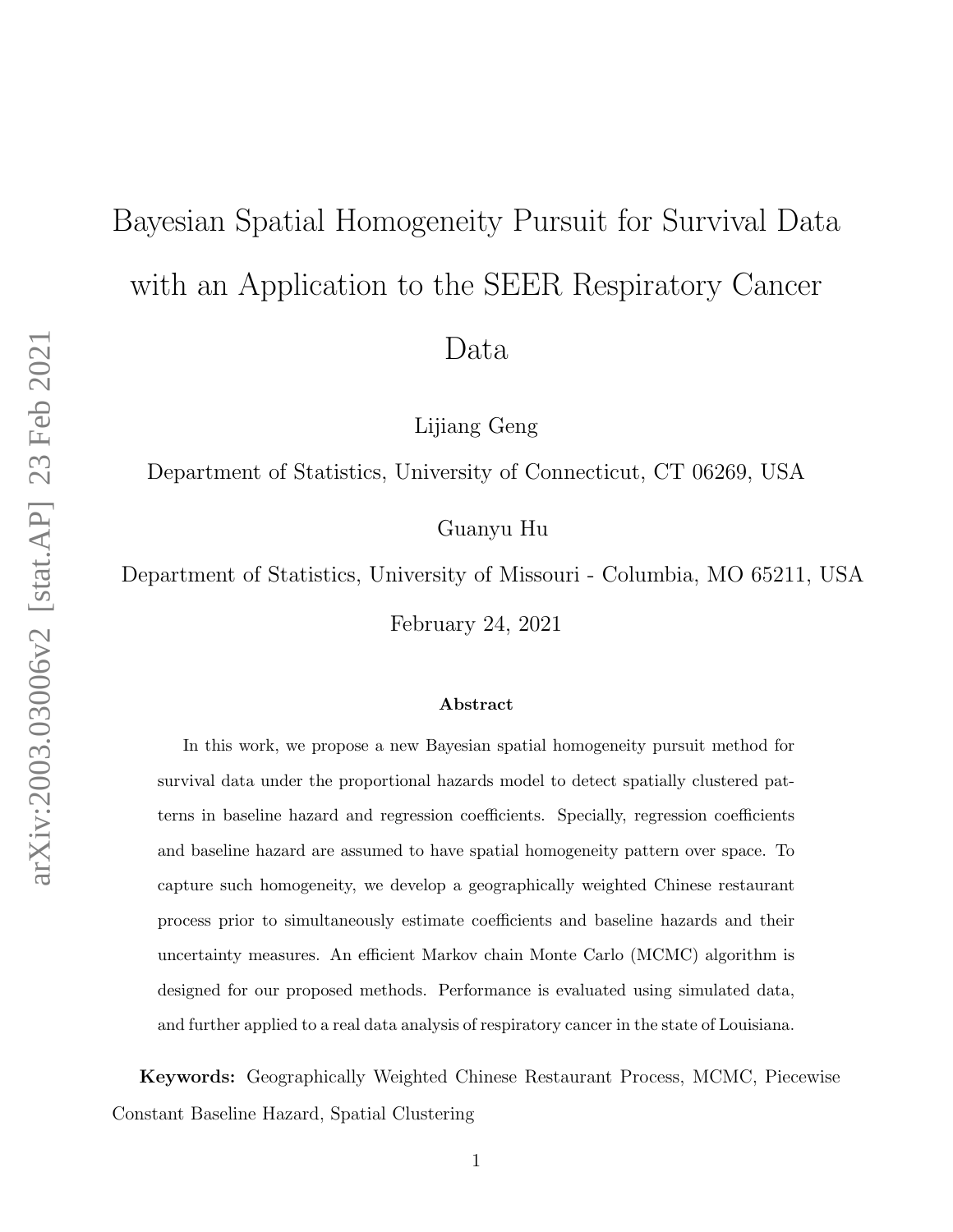# Bayesian Spatial Homogeneity Pursuit for Survival Data with an Application to the SEER Respiratory Cancer Data

Lijiang Geng

Department of Statistics, University of Connecticut, CT 06269, USA

Guanyu Hu

Department of Statistics, University of Missouri - Columbia, MO 65211, USA

February 24, 2021

### Abstract

In this work, we propose a new Bayesian spatial homogeneity pursuit method for survival data under the proportional hazards model to detect spatially clustered patterns in baseline hazard and regression coefficients. Specially, regression coefficients and baseline hazard are assumed to have spatial homogeneity pattern over space. To capture such homogeneity, we develop a geographically weighted Chinese restaurant process prior to simultaneously estimate coefficients and baseline hazards and their uncertainty measures. An efficient Markov chain Monte Carlo (MCMC) algorithm is designed for our proposed methods. Performance is evaluated using simulated data, and further applied to a real data analysis of respiratory cancer in the state of Louisiana.

**Keywords:** Geographically Weighted Chinese Restaurant Process, MCMC, Piecewise Constant Baseline Hazard, Spatial Clustering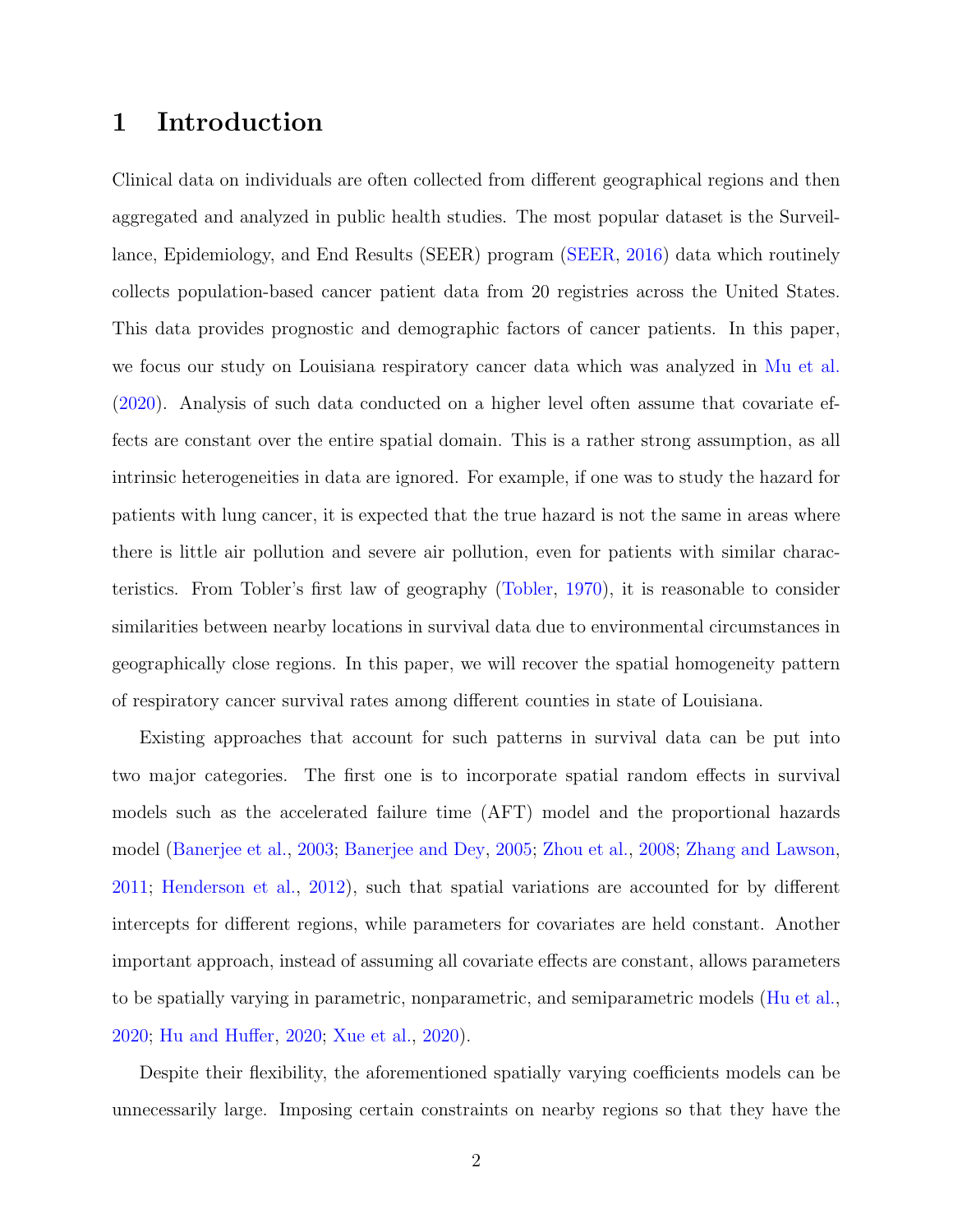# 1 Introduction

Clinical data on individuals are often collected from different geographical regions and then aggregated and analyzed in public health studies. The most popular dataset is the Surveillance, Epidemiology, and End Results (SEER) program (SEER, 2016) data which routinely collects population-based cancer patient data from 20 registries across the United States. This data provides prognostic and demographic factors of cancer patients. In this paper, we focus our study on Louisiana respiratory cancer data which was analyzed in Mu et al. (2020). Analysis of such data conducted on a higher level often assume that covariate effects are constant over the entire spatial domain. This is a rather strong assumption, as all intrinsic heterogeneities in data are ignored. For example, if one was to study the hazard for patients with lung cancer, it is expected that the true hazard is not the same in areas where there is little air pollution and severe air pollution, even for patients with similar characteristics. From Tobler's first law of geography (Tobler, 1970), it is reasonable to consider similarities between nearby locations in survival data due to environmental circumstances in geographically close regions. In this paper, we will recover the spatial homogeneity pattern of respiratory cancer survival rates among different counties in state of Louisiana.

Existing approaches that account for such patterns in survival data can be put into two major categories. The first one is to incorporate spatial random effects in survival models such as the accelerated failure time (AFT) model and the proportional hazards model (Banerjee et al., 2003; Banerjee and Dey, 2005; Zhou et al., 2008; Zhang and Lawson, 2011; Henderson et al., 2012), such that spatial variations are accounted for by different intercepts for different regions, while parameters for covariates are held constant. Another important approach, instead of assuming all covariate effects are constant, allows parameters to be spatially varying in parametric, nonparametric, and semiparametric models (Hu et al., 2020; Hu and Huffer, 2020; Xue et al., 2020).

Despite their flexibility, the aforementioned spatially varying coefficients models can be unnecessarily large. Imposing certain constraints on nearby regions so that they have the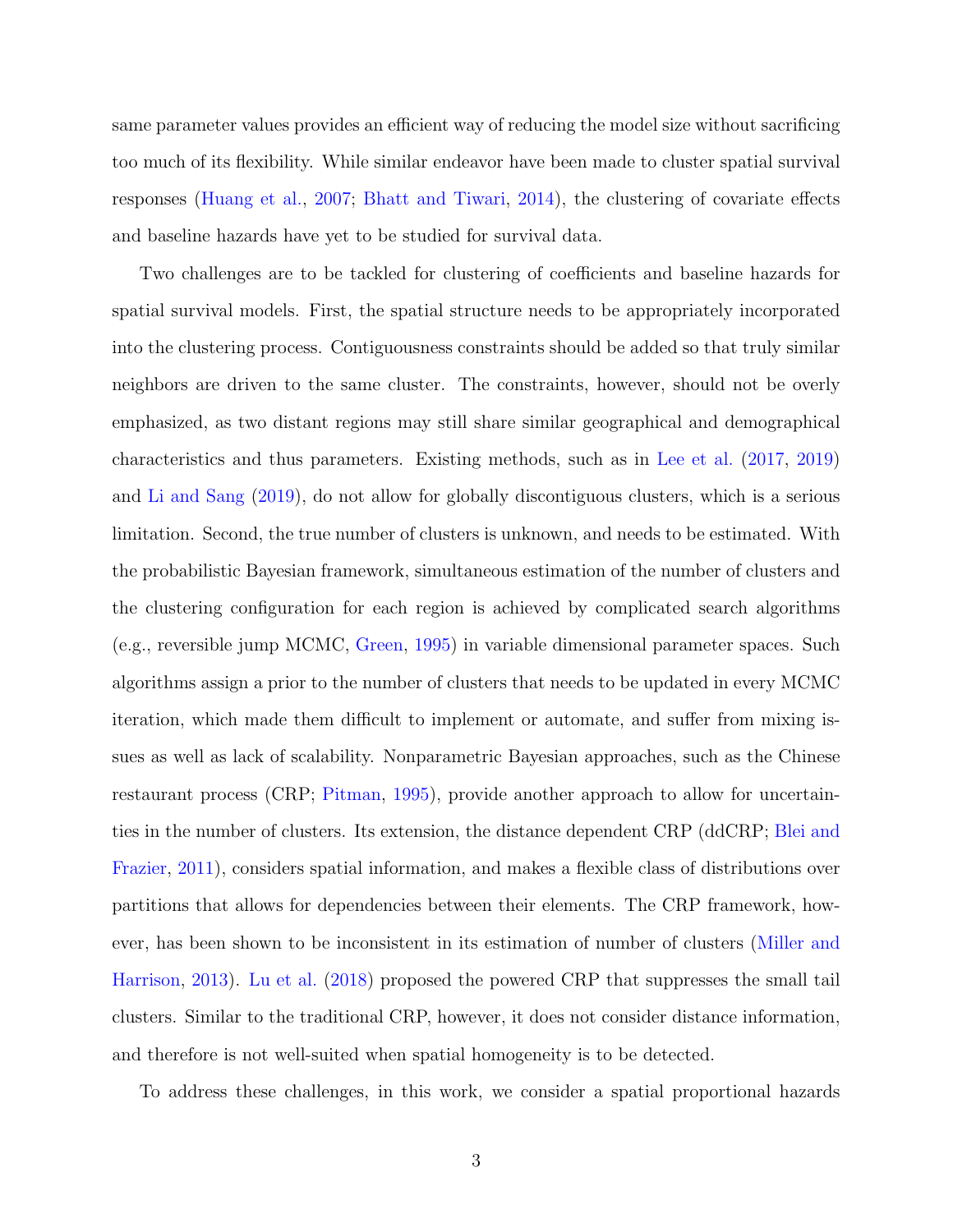same parameter values provides an efficient way of reducing the model size without sacrificing too much of its flexibility. While similar endeavor have been made to cluster spatial survival responses (Huang et al., 2007; Bhatt and Tiwari, 2014), the clustering of covariate effects and baseline hazards have yet to be studied for survival data.

Two challenges are to be tackled for clustering of coefficients and baseline hazards for spatial survival models. First, the spatial structure needs to be appropriately incorporated into the clustering process. Contiguousness constraints should be added so that truly similar neighbors are driven to the same cluster. The constraints, however, should not be overly emphasized, as two distant regions may still share similar geographical and demographical characteristics and thus parameters. Existing methods, such as in Lee et al. (2017, 2019) and Li and Sang (2019), do not allow for globally discontiguous clusters, which is a serious limitation. Second, the true number of clusters is unknown, and needs to be estimated. With the probabilistic Bayesian framework, simultaneous estimation of the number of clusters and the clustering configuration for each region is achieved by complicated search algorithms (e.g., reversible jump MCMC, Green, 1995) in variable dimensional parameter spaces. Such algorithms assign a prior to the number of clusters that needs to be updated in every MCMC iteration, which made them difficult to implement or automate, and suffer from mixing issues as well as lack of scalability. Nonparametric Bayesian approaches, such as the Chinese restaurant process (CRP; Pitman, 1995), provide another approach to allow for uncertainties in the number of clusters. Its extension, the distance dependent CRP (ddCRP; Blei and Frazier, 2011), considers spatial information, and makes a flexible class of distributions over partitions that allows for dependencies between their elements. The CRP framework, however, has been shown to be inconsistent in its estimation of number of clusters (Miller and Harrison, 2013). Lu et al. (2018) proposed the powered CRP that suppresses the small tail clusters. Similar to the traditional CRP, however, it does not consider distance information, and therefore is not well-suited when spatial homogeneity is to be detected.

To address these challenges, in this work, we consider a spatial proportional hazards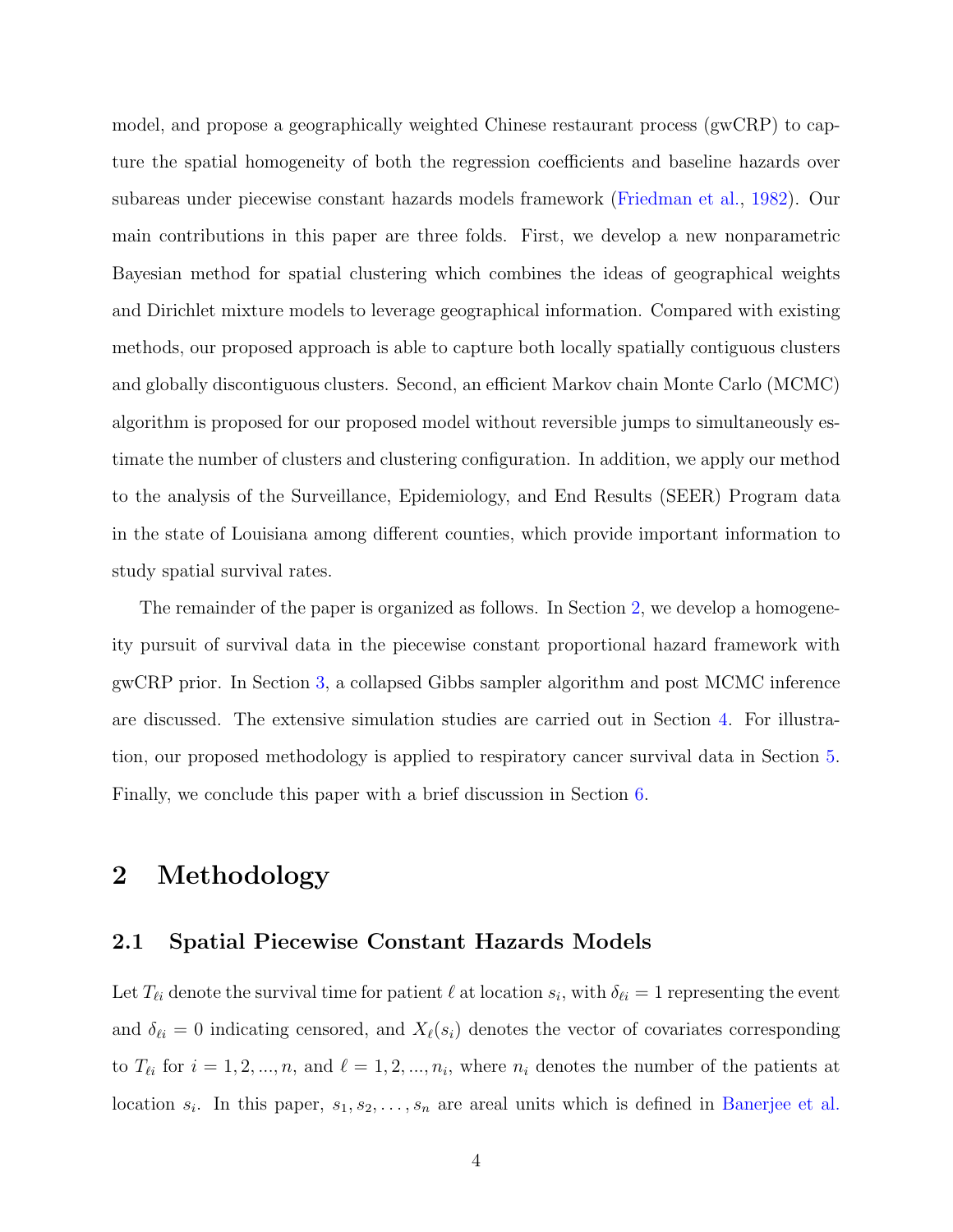model, and propose a geographically weighted Chinese restaurant process (gwCRP) to capture the spatial homogeneity of both the regression coefficients and baseline hazards over subareas under piecewise constant hazards models framework (Friedman et al., 1982). Our main contributions in this paper are three folds. First, we develop a new nonparametric Bayesian method for spatial clustering which combines the ideas of geographical weights and Dirichlet mixture models to leverage geographical information. Compared with existing methods, our proposed approach is able to capture both locally spatially contiguous clusters and globally discontiguous clusters. Second, an efficient Markov chain Monte Carlo (MCMC) algorithm is proposed for our proposed model without reversible jumps to simultaneously estimate the number of clusters and clustering configuration. In addition, we apply our method to the analysis of the Surveillance, Epidemiology, and End Results (SEER) Program data in the state of Louisiana among different counties, which provide important information to study spatial survival rates.

The remainder of the paper is organized as follows. In Section 2, we develop a homogeneity pursuit of survival data in the piecewise constant proportional hazard framework with gwCRP prior. In Section 3, a collapsed Gibbs sampler algorithm and post MCMC inference are discussed. The extensive simulation studies are carried out in Section 4. For illustration, our proposed methodology is applied to respiratory cancer survival data in Section 5. Finally, we conclude this paper with a brief discussion in Section 6.

# 2 Methodology

## 2.1 Spatial Piecewise Constant Hazards Models

Let $T_{\ell i}$ denote the survival time for patient $\ell$ at location $s_i$, with $\delta_{\ell i} = 1$ representing the event and $\delta_{\ell i} = 0$ indicating censored, and $X_\ell(s_i)$ denotes the vector of covariates corresponding to $T_{\ell i}$ for $i = 1, 2, ..., n$, and $\ell = 1, 2, ..., n_i$, where $n_i$ denotes the number of the patients at location $s_i$. In this paper, $s_1, s_2, \ldots, s_n$ are areal units which is defined in Banerjee et al.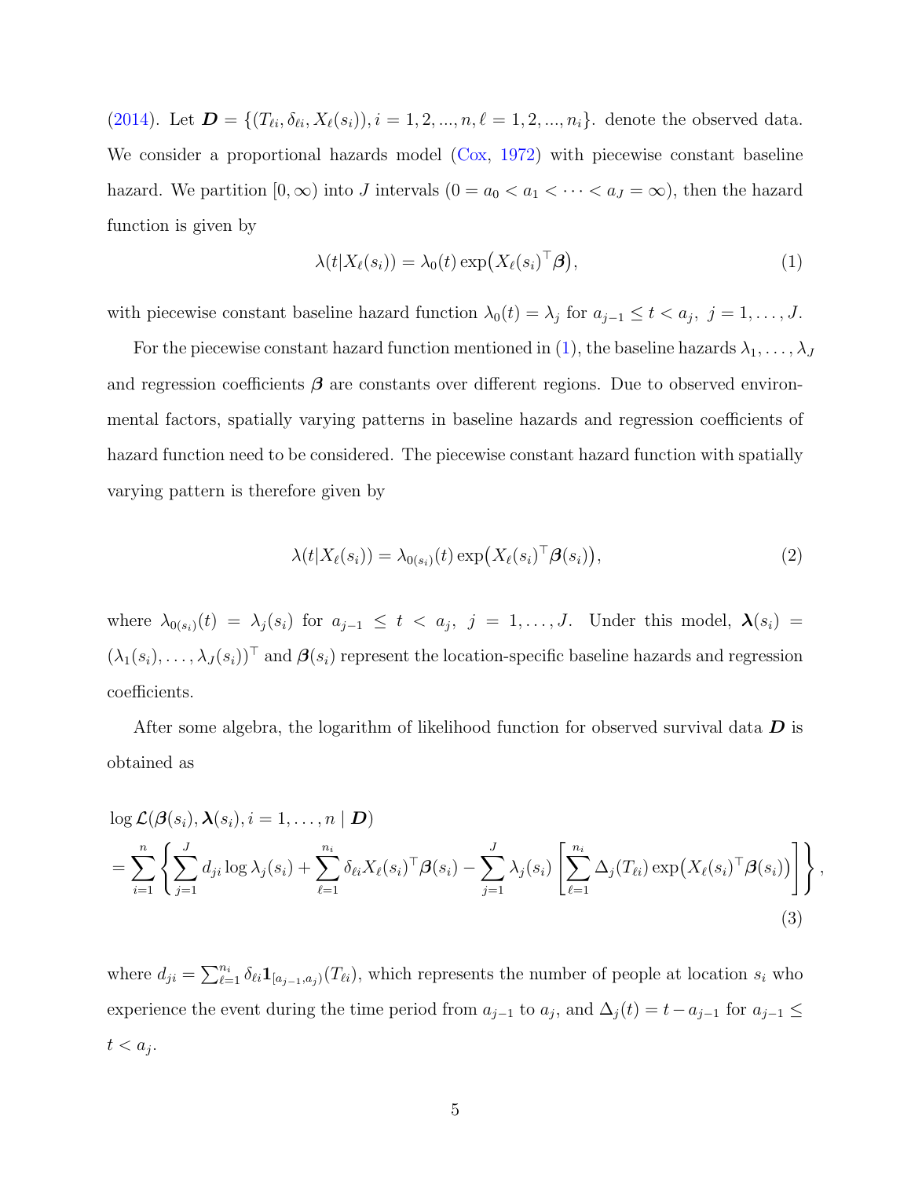(2014). Let $\boldsymbol{D} = \{(T_{\ell i}, \delta_{\ell i}, X_\ell(s_i)), i = 1, 2, ..., n, \ell = 1, 2, ..., n_i\}$. denote the observed data. We consider a proportional hazards model (Cox, 1972) with piecewise constant baseline hazard. We partition $[0, \infty)$ into $J$ intervals $(0 = a_0 < a_1 < \cdots < a_J = \infty)$, then the hazard function is given by

$$\lambda(t|X_\ell(s_i)) = \lambda_0(t) \exp\bigl(X_\ell(s_i)^\top \boldsymbol{\beta}\bigr), \tag{1}$$

with piecewise constant baseline hazard function $\lambda_0(t) = \lambda_j$ for $a_{j-1} \leq t < a_j,\ j = 1, \ldots, J$.

For the piecewise constant hazard function mentioned in (1), the baseline hazards $\lambda_1, \ldots, \lambda_J$ and regression coefficients $\boldsymbol{\beta}$ are constants over different regions. Due to observed environmental factors, spatially varying patterns in baseline hazards and regression coefficients of hazard function need to be considered. The piecewise constant hazard function with spatially varying pattern is therefore given by

$$\lambda(t|X_\ell(s_i)) = \lambda_{0(s_i)}(t) \exp\bigl(X_\ell(s_i)^\top \boldsymbol{\beta}(s_i)\bigr), \tag{2}$$

where $\lambda_{0(s_i)}(t) = \lambda_j(s_i)$ for $a_{j-1} \leq t < a_j,\ j = 1, \ldots, J$. Under this model, $\boldsymbol{\lambda}(s_i) = (\lambda_1(s_i), \ldots, \lambda_J(s_i))^\top$ and $\boldsymbol{\beta}(s_i)$ represent the location-specific baseline hazards and regression coefficients.

After some algebra, the logarithm of likelihood function for observed survival data $\boldsymbol{D}$ is obtained as

$$\begin{aligned}
&\log \mathcal{L}(\boldsymbol{\beta}(s_i), \boldsymbol{\lambda}(s_i), i = 1, \ldots, n \mid \boldsymbol{D}) \\
&= \sum_{i=1}^{n} \left\{ \sum_{j=1}^{J} d_{ji} \log \lambda_j(s_i) + \sum_{\ell=1}^{n_i} \delta_{\ell i} X_\ell(s_i)^\top \boldsymbol{\beta}(s_i) - \sum_{j=1}^{J} \lambda_j(s_i) \left[ \sum_{\ell=1}^{n_i} \Delta_j(T_{\ell i}) \exp\bigl(X_\ell(s_i)^\top \boldsymbol{\beta}(s_i)\bigr) \right] \right\},
\end{aligned} \tag{3}$$

where $d_{ji} = \sum_{\ell=1}^{n_i} \delta_{\ell i} \mathbf{1}_{[a_{j-1}, a_j)}(T_{\ell i})$, which represents the number of people at location $s_i$ who experience the event during the time period from $a_{j-1}$ to $a_j$, and $\Delta_j(t) = t - a_{j-1}$ for $a_{j-1} \leq t < a_j$.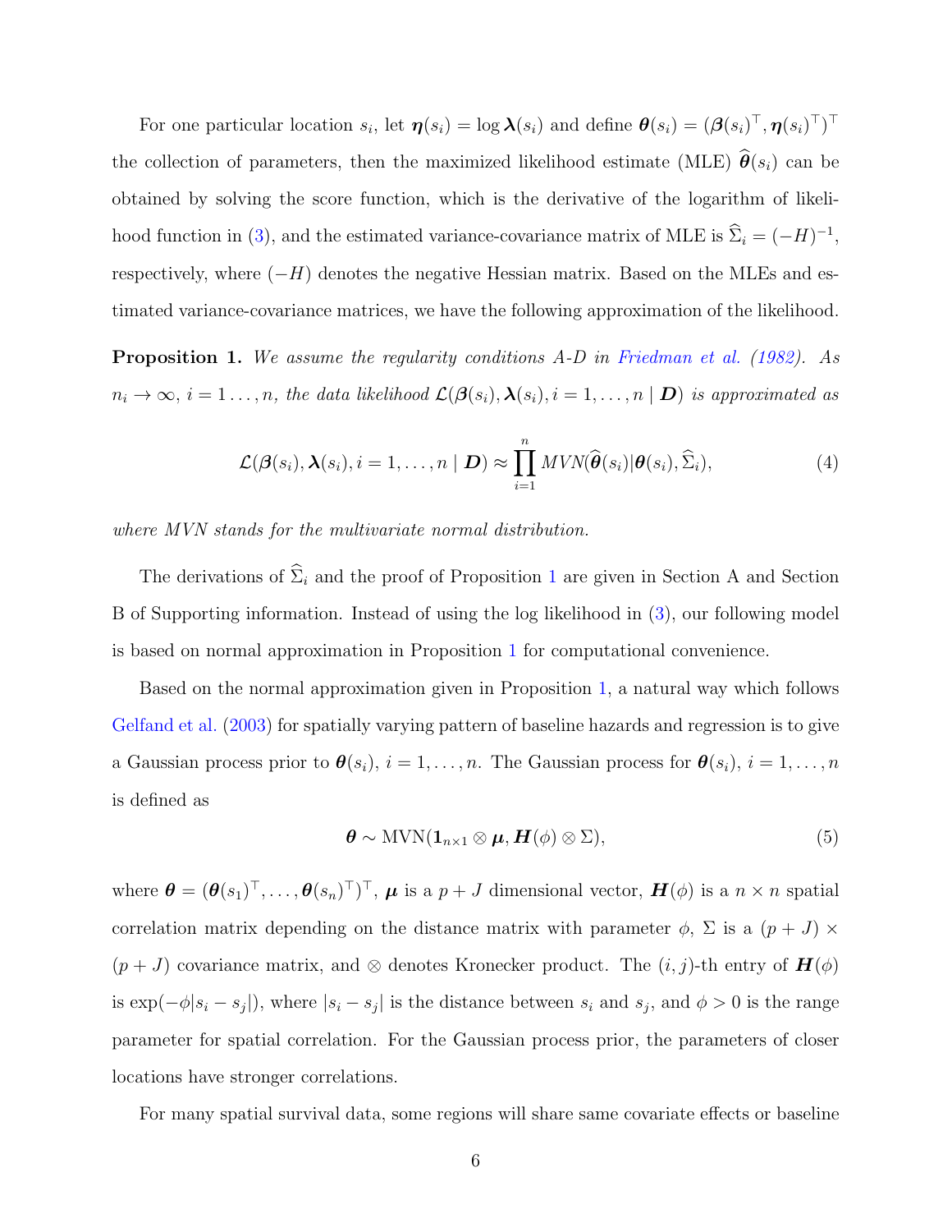For one particular location $s_i$, let $\boldsymbol{\eta}(s_i) = \log \boldsymbol{\lambda}(s_i)$ and define $\boldsymbol{\theta}(s_i) = (\boldsymbol{\beta}(s_i)^\top, \boldsymbol{\eta}(s_i)^\top)^\top$ the collection of parameters, then the maximized likelihood estimate (MLE) $\widehat{\boldsymbol{\theta}}(s_i)$ can be obtained by solving the score function, which is the derivative of the logarithm of likelihood function in (3), and the estimated variance-covariance matrix of MLE is $\widehat{\Sigma}_i = (-H)^{-1}$, respectively, where $(-H)$ denotes the negative Hessian matrix. Based on the MLEs and estimated variance-covariance matrices, we have the following approximation of the likelihood.

**Proposition 1.** *We assume the regularity conditions A-D in Friedman et al. (1982). As $n_i \to \infty$, $i = 1 \ldots, n$, the data likelihood $\mathcal{L}(\boldsymbol{\beta}(s_i), \boldsymbol{\lambda}(s_i), i = 1, \ldots, n \mid \boldsymbol{D})$ is approximated as*

$$\mathcal{L}(\boldsymbol{\beta}(s_i), \boldsymbol{\lambda}(s_i), i = 1, \ldots, n \mid \boldsymbol{D}) \approx \prod_{i=1}^{n} MVN(\widehat{\boldsymbol{\theta}}(s_i) | \boldsymbol{\theta}(s_i), \widehat{\Sigma}_i), \tag{4}$$

*where MVN stands for the multivariate normal distribution.*

The derivations of $\widehat{\Sigma}_i$ and the proof of Proposition 1 are given in Section A and Section B of Supporting information. Instead of using the log likelihood in (3), our following model is based on normal approximation in Proposition 1 for computational convenience.

Based on the normal approximation given in Proposition 1, a natural way which follows Gelfand et al. (2003) for spatially varying pattern of baseline hazards and regression is to give a Gaussian process prior to $\boldsymbol{\theta}(s_i)$, $i = 1, \ldots, n$. The Gaussian process for $\boldsymbol{\theta}(s_i)$, $i = 1, \ldots, n$ is defined as

$$\boldsymbol{\theta} \sim \text{MVN}(\mathbf{1}_{n\times 1} \otimes \boldsymbol{\mu}, \boldsymbol{H}(\phi) \otimes \Sigma), \tag{5}$$

where $\boldsymbol{\theta} = (\boldsymbol{\theta}(s_1)^\top, \ldots, \boldsymbol{\theta}(s_n)^\top)^\top$, $\boldsymbol{\mu}$ is a $p + J$ dimensional vector, $\boldsymbol{H}(\phi)$ is a $n \times n$ spatial correlation matrix depending on the distance matrix with parameter $\phi$, $\Sigma$ is a $(p + J) \times (p + J)$ covariance matrix, and $\otimes$ denotes Kronecker product. The $(i, j)$-th entry of $\boldsymbol{H}(\phi)$ is $\exp(-\phi|s_i - s_j|)$, where $|s_i - s_j|$ is the distance between $s_i$ and $s_j$, and $\phi > 0$ is the range parameter for spatial correlation. For the Gaussian process prior, the parameters of closer locations have stronger correlations.

For many spatial survival data, some regions will share same covariate effects or baseline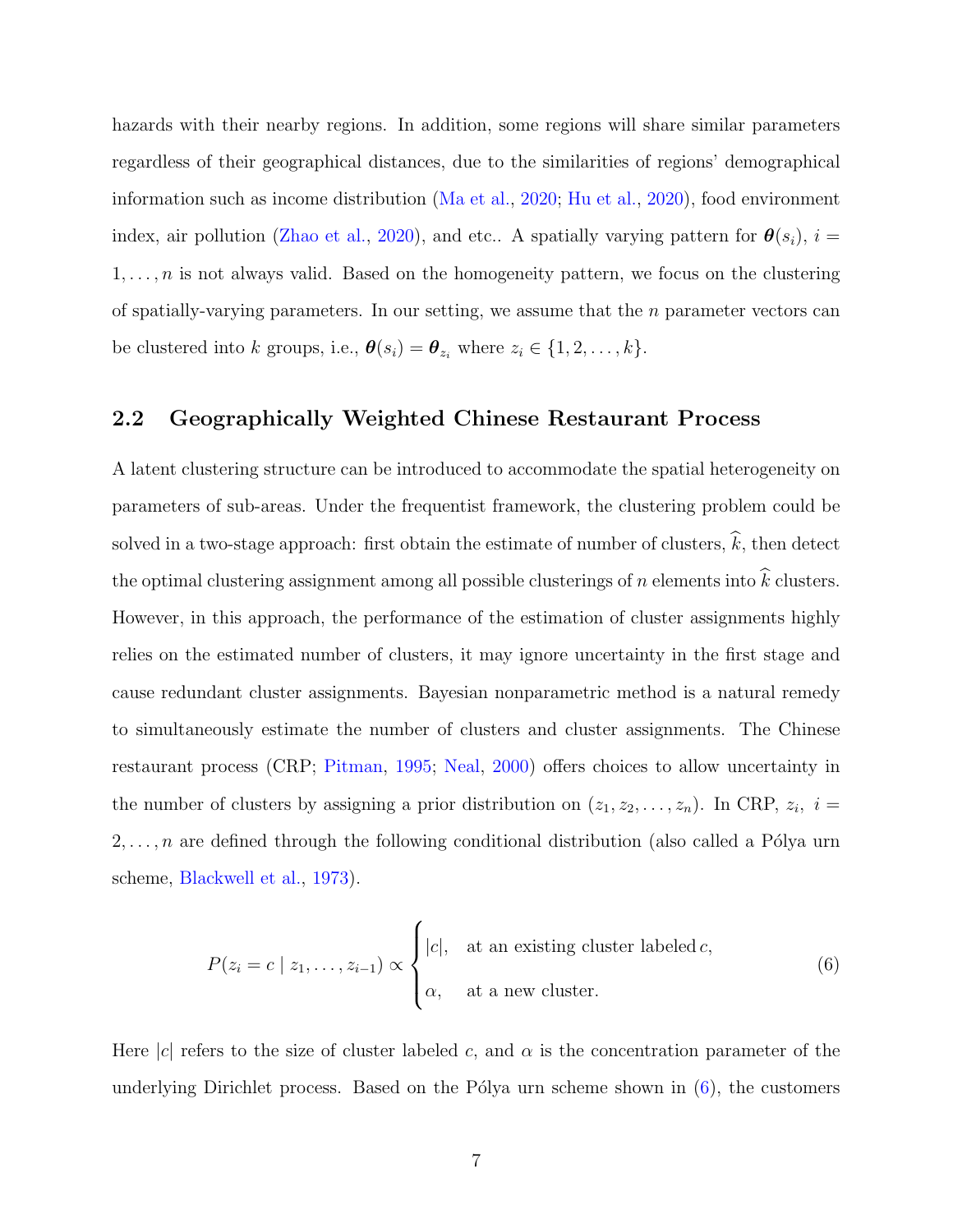hazards with their nearby regions. In addition, some regions will share similar parameters regardless of their geographical distances, due to the similarities of regions' demographical information such as income distribution (Ma et al., 2020; Hu et al., 2020), food environment index, air pollution (Zhao et al., 2020), and etc.. A spatially varying pattern for $\boldsymbol{\theta}(s_i)$, $i = 1, \ldots, n$ is not always valid. Based on the homogeneity pattern, we focus on the clustering of spatially-varying parameters. In our setting, we assume that the $n$ parameter vectors can be clustered into $k$ groups, i.e., $\boldsymbol{\theta}(s_i) = \boldsymbol{\theta}_{z_i}$ where $z_i \in \{1, 2, \ldots, k\}$.

## 2.2 Geographically Weighted Chinese Restaurant Process

A latent clustering structure can be introduced to accommodate the spatial heterogeneity on parameters of sub-areas. Under the frequentist framework, the clustering problem could be solved in a two-stage approach: first obtain the estimate of number of clusters, $\widehat{k}$, then detect the optimal clustering assignment among all possible clusterings of $n$ elements into $\widehat{k}$ clusters. However, in this approach, the performance of the estimation of cluster assignments highly relies on the estimated number of clusters, it may ignore uncertainty in the first stage and cause redundant cluster assignments. Bayesian nonparametric method is a natural remedy to simultaneously estimate the number of clusters and cluster assignments. The Chinese restaurant process (CRP; Pitman, 1995; Neal, 2000) offers choices to allow uncertainty in the number of clusters by assigning a prior distribution on $(z_1, z_2, \ldots, z_n)$. In CRP, $z_i,\ i = 2, \ldots, n$ are defined through the following conditional distribution (also called a Pólya urn scheme, Blackwell et al., 1973).

$$
P(z_i = c \mid z_1, \ldots, z_{i-1}) \propto \begin{cases} |c|, & \text{at an existing cluster labeled}\, c, \\ \alpha, & \text{at a new cluster.} \end{cases} \tag{6}
$$

Here $|c|$ refers to the size of cluster labeled $c$, and $\alpha$ is the concentration parameter of the underlying Dirichlet process. Based on the Pólya urn scheme shown in (6), the customers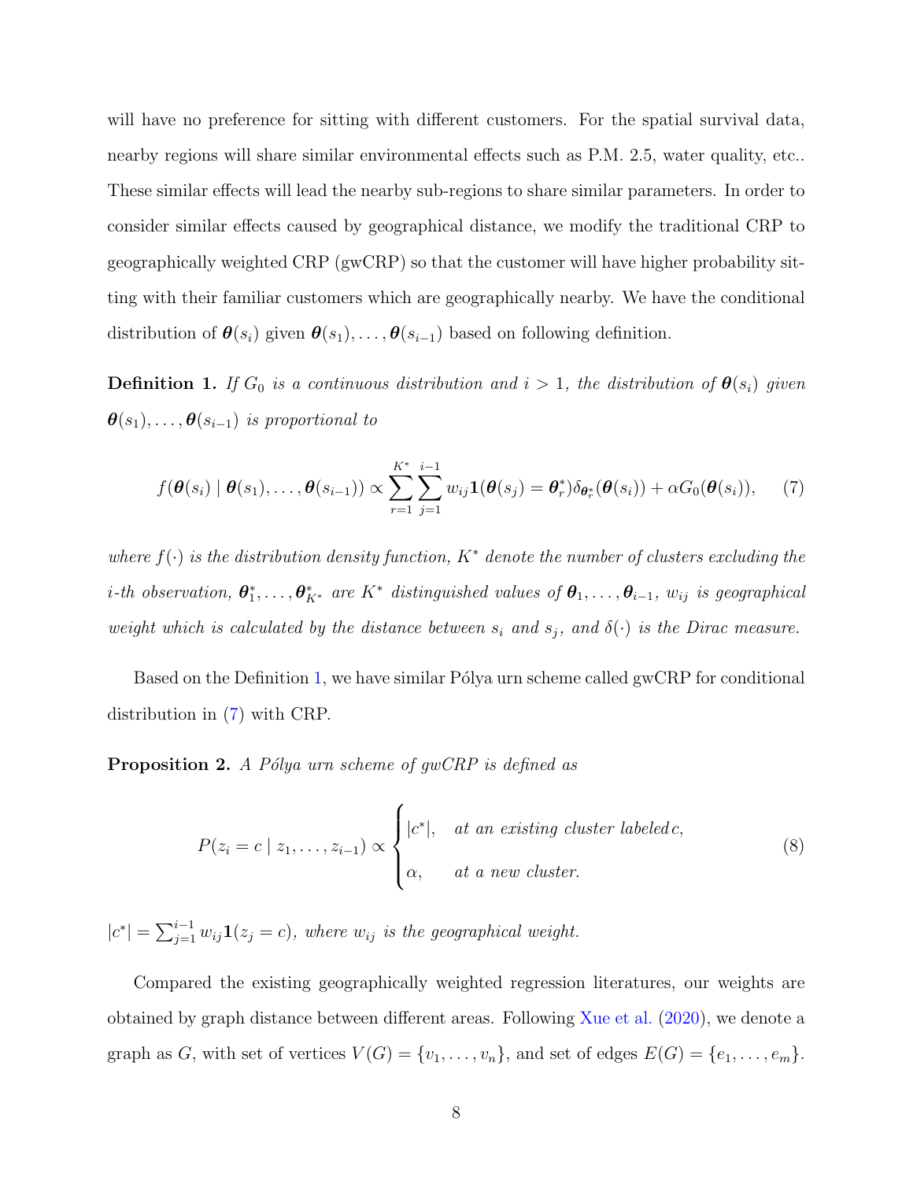will have no preference for sitting with different customers. For the spatial survival data, nearby regions will share similar environmental effects such as P.M. 2.5, water quality, etc.. These similar effects will lead the nearby sub-regions to share similar parameters. In order to consider similar effects caused by geographical distance, we modify the traditional CRP to geographically weighted CRP (gwCRP) so that the customer will have higher probability sitting with their familiar customers which are geographically nearby. We have the conditional distribution of $\boldsymbol{\theta}(s_i)$ given $\boldsymbol{\theta}(s_1), \ldots, \boldsymbol{\theta}(s_{i-1})$ based on following definition.

**Definition 1.** *If $G_0$ is a continuous distribution and $i > 1$, the distribution of $\boldsymbol{\theta}(s_i)$ given $\boldsymbol{\theta}(s_1), \ldots, \boldsymbol{\theta}(s_{i-1})$ is proportional to*

$$f(\boldsymbol{\theta}(s_i) \mid \boldsymbol{\theta}(s_1), \ldots, \boldsymbol{\theta}(s_{i-1})) \propto \sum_{r=1}^{K^*} \sum_{j=1}^{i-1} w_{ij} \mathbf{1}(\boldsymbol{\theta}(s_j) = \boldsymbol{\theta}_r^*) \delta_{\boldsymbol{\theta}_r^*}(\boldsymbol{\theta}(s_i)) + \alpha G_0(\boldsymbol{\theta}(s_i)), \tag{7}$$

*where $f(\cdot)$ is the distribution density function, $K^*$ denote the number of clusters excluding the $i$-th observation, $\boldsymbol{\theta}_1^*, \ldots, \boldsymbol{\theta}_{K^*}^*$ are $K^*$ distinguished values of $\boldsymbol{\theta}_1, \ldots, \boldsymbol{\theta}_{i-1}$, $w_{ij}$ is geographical weight which is calculated by the distance between $s_i$ and $s_j$, and $\delta(\cdot)$ is the Dirac measure.*

Based on the Definition 1, we have similar Pólya urn scheme called gwCRP for conditional distribution in (7) with CRP.

**Proposition 2.** *A Pólya urn scheme of gwCRP is defined as*

$$P(z_i = c \mid z_1, \ldots, z_{i-1}) \propto \begin{cases} |c^*|, & \text{at an existing cluster labeled } c, \\ \alpha, & \text{at a new cluster.} \end{cases} \tag{8}$$

*$|c^*| = \sum_{j=1}^{i-1} w_{ij} \mathbf{1}(z_j = c)$, where $w_{ij}$ is the geographical weight.*

Compared the existing geographically weighted regression literatures, our weights are obtained by graph distance between different areas. Following Xue et al. (2020), we denote a graph as $G$, with set of vertices $V(G) = \{v_1, \ldots, v_n\}$, and set of edges $E(G) = \{e_1, \ldots, e_m\}$.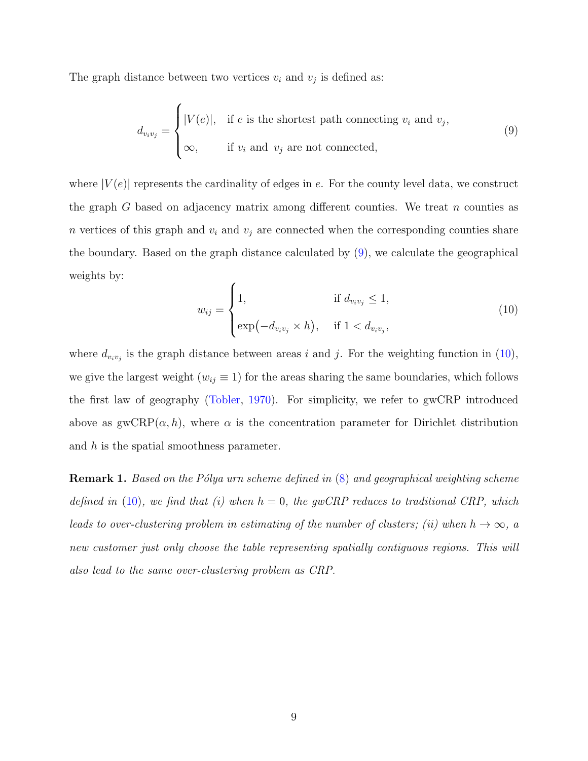The graph distance between two vertices $v_i$ and $v_j$ is defined as:

$$
d_{v_i v_j} = \begin{cases} |V(e)|, & \text{if } e \text{ is the shortest path connecting } v_i \text{ and } v_j, \\ \infty, & \text{if } v_i \text{ and } v_j \text{ are not connected,} \end{cases} \tag{9}
$$

where $|V(e)|$ represents the cardinality of edges in $e$. For the county level data, we construct the graph $G$ based on adjacency matrix among different counties. We treat $n$ counties as $n$ vertices of this graph and $v_i$ and $v_j$ are connected when the corresponding counties share the boundary. Based on the graph distance calculated by (9), we calculate the geographical weights by:

$$
w_{ij} = \begin{cases} 1, & \text{if } d_{v_i v_j} \leq 1, \\ \exp\left(-d_{v_i v_j} \times h\right), & \text{if } 1 < d_{v_i v_j}, \end{cases} \tag{10}
$$

where $d_{v_i v_j}$ is the graph distance between areas $i$ and $j$. For the weighting function in (10), we give the largest weight ($w_{ij} \equiv 1$) for the areas sharing the same boundaries, which follows the first law of geography (Tobler, 1970). For simplicity, we refer to gwCRP introduced above as gwCRP$(\alpha, h)$, where $\alpha$ is the concentration parameter for Dirichlet distribution and $h$ is the spatial smoothness parameter.

**Remark 1.** *Based on the Pólya urn scheme defined in (8) and geographical weighting scheme defined in (10), we find that (i) when $h = 0$, the gwCRP reduces to traditional CRP, which leads to over-clustering problem in estimating of the number of clusters; (ii) when $h \to \infty$, a new customer just only choose the table representing spatially contiguous regions. This will also lead to the same over-clustering problem as CRP.*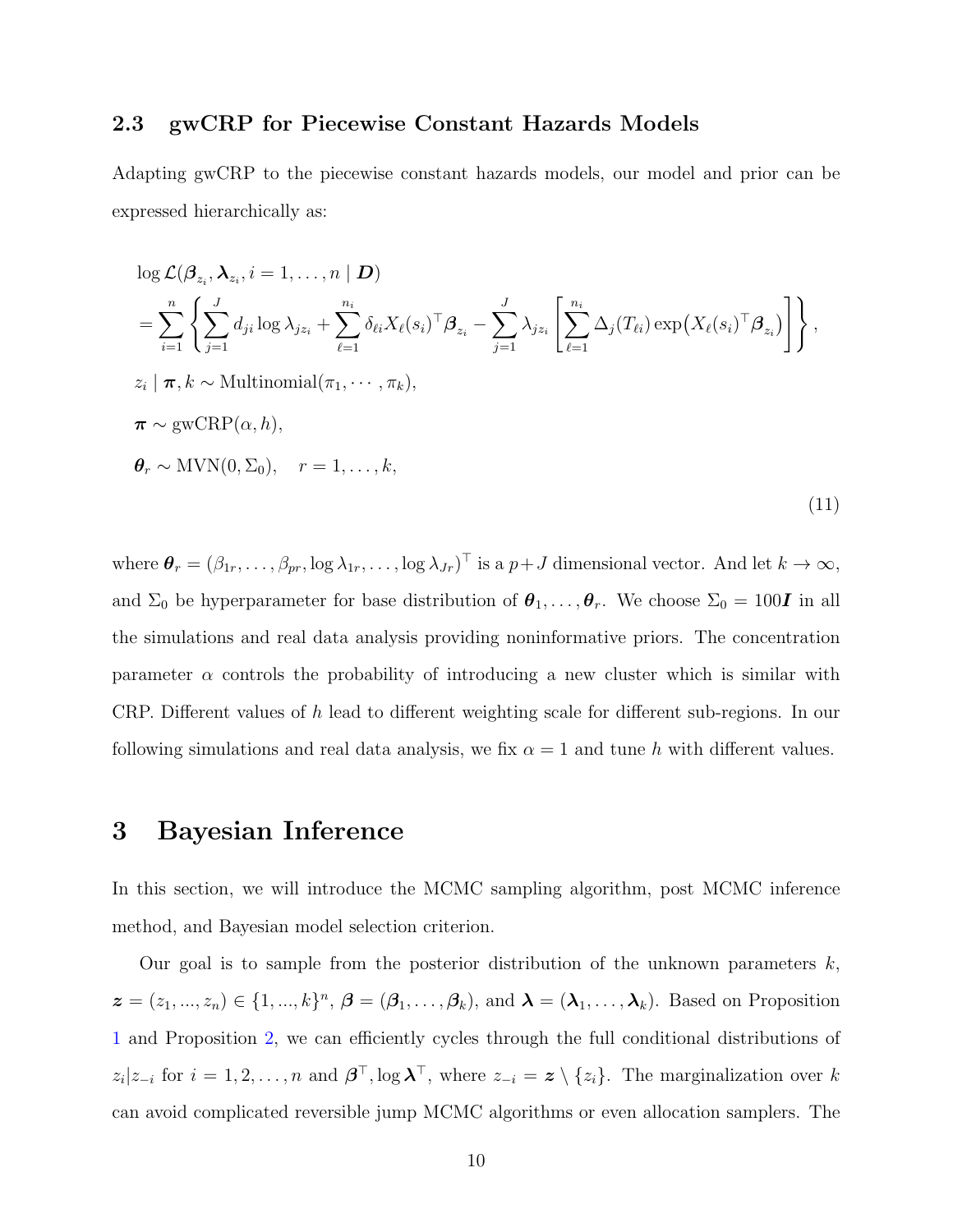### 2.3 gwCRP for Piecewise Constant Hazards Models

Adapting gwCRP to the piecewise constant hazards models, our model and prior can be expressed hierarchically as:

$$
\begin{aligned}
&\log \mathcal{L}(\boldsymbol{\beta}_{z_i}, \boldsymbol{\lambda}_{z_i}, i = 1, \ldots, n \mid \boldsymbol{D}) \\
&= \sum_{i=1}^{n} \left\{ \sum_{j=1}^{J} d_{ji} \log \lambda_{j z_i} + \sum_{\ell=1}^{n_i} \delta_{\ell i} X_\ell(s_i)^\top \boldsymbol{\beta}_{z_i} - \sum_{j=1}^{J} \lambda_{j z_i} \left[ \sum_{\ell=1}^{n_i} \Delta_j(T_{\ell i}) \exp\big(X_\ell(s_i)^\top \boldsymbol{\beta}_{z_i}\big) \right] \right\}, \\
&z_i \mid \boldsymbol{\pi}, k \sim \text{Multinomial}(\pi_1, \cdots, \pi_k), \\
&\boldsymbol{\pi} \sim \text{gwCRP}(\alpha, h), \\
&\boldsymbol{\theta}_r \sim \text{MVN}(0, \Sigma_0), \quad r = 1, \ldots, k,
\end{aligned}
\tag{11}
$$

where $\boldsymbol{\theta}_r = (\beta_{1r}, \ldots, \beta_{pr}, \log \lambda_{1r}, \ldots, \log \lambda_{Jr})^\top$ is a $p+J$ dimensional vector. And let $k \to \infty$, and $\Sigma_0$ be hyperparameter for base distribution of $\boldsymbol{\theta}_1, \ldots, \boldsymbol{\theta}_r$. We choose $\Sigma_0 = 100\boldsymbol{I}$ in all the simulations and real data analysis providing noninformative priors. The concentration parameter $\alpha$ controls the probability of introducing a new cluster which is similar with CRP. Different values of $h$ lead to different weighting scale for different sub-regions. In our following simulations and real data analysis, we fix $\alpha = 1$ and tune $h$ with different values.

# 3 Bayesian Inference

In this section, we will introduce the MCMC sampling algorithm, post MCMC inference method, and Bayesian model selection criterion.

Our goal is to sample from the posterior distribution of the unknown parameters $k$, $\boldsymbol{z} = (z_1, ..., z_n) \in \{1, ..., k\}^n$, $\boldsymbol{\beta} = (\boldsymbol{\beta}_1, \ldots, \boldsymbol{\beta}_k)$, and $\boldsymbol{\lambda} = (\boldsymbol{\lambda}_1, \ldots, \boldsymbol{\lambda}_k)$. Based on Proposition 1 and Proposition 2, we can efficiently cycles through the full conditional distributions of $z_i | z_{-i}$ for $i = 1, 2, \ldots, n$ and $\boldsymbol{\beta}^\top, \log \boldsymbol{\lambda}^\top$, where $z_{-i} = \boldsymbol{z} \setminus \{z_i\}$. The marginalization over $k$ can avoid complicated reversible jump MCMC algorithms or even allocation samplers. The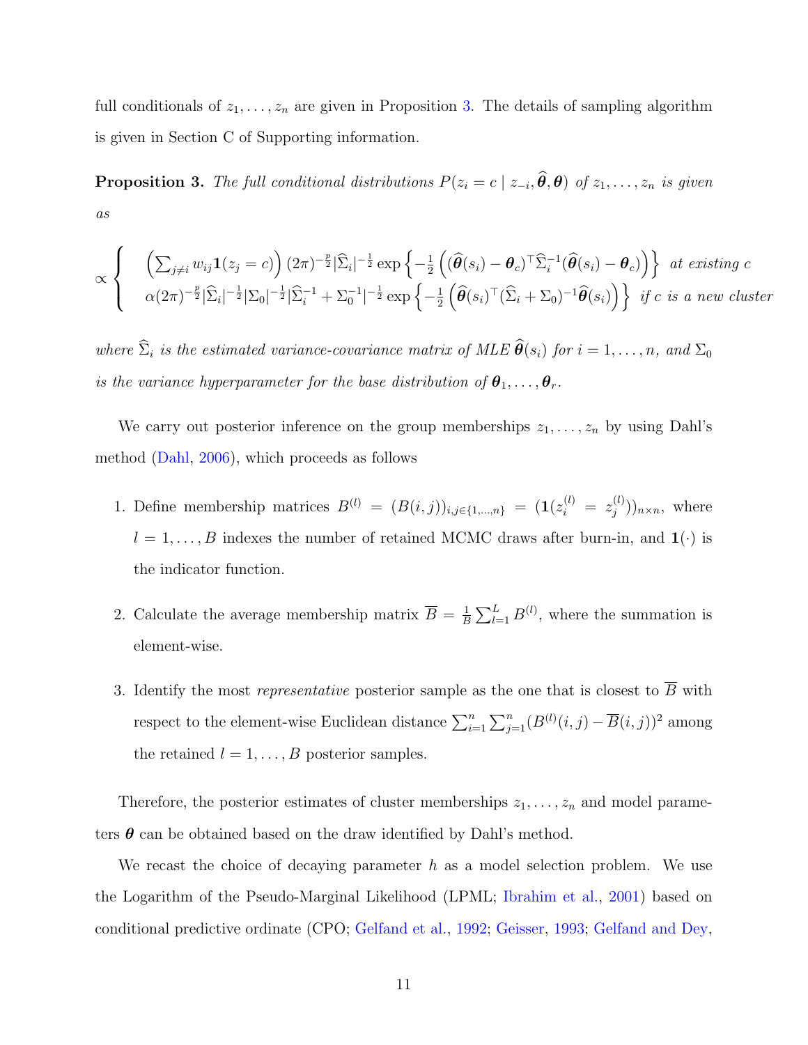full conditionals of $z_1, \dots, z_n$ are given in Proposition 3. The details of sampling algorithm is given in Section C of Supporting information.

**Proposition 3.** *The full conditional distributions $P(z_i = c \mid z_{-i}, \widehat{\boldsymbol{\theta}}, \boldsymbol{\theta})$ of $z_1, \dots, z_n$ is given as*

$$
\propto \begin{cases} \left(\sum_{j \neq i} w_{ij} \mathbf{1}(z_j = c)\right) (2\pi)^{-\frac{p}{2}} |\widehat{\Sigma}_i|^{-\frac{1}{2}} \exp\left\{-\frac{1}{2}\left((\widehat{\boldsymbol{\theta}}(s_i) - \boldsymbol{\theta}_c)^\top \widehat{\Sigma}_i^{-1} (\widehat{\boldsymbol{\theta}}(s_i) - \boldsymbol{\theta}_c)\right)\right\} & \text{at existing } c \\ \alpha (2\pi)^{-\frac{p}{2}} |\widehat{\Sigma}_i|^{-\frac{1}{2}} |\Sigma_0|^{-\frac{1}{2}} |\widehat{\Sigma}_i^{-1} + \Sigma_0^{-1}|^{-\frac{1}{2}} \exp\left\{-\frac{1}{2}\left(\widehat{\boldsymbol{\theta}}(s_i)^\top (\widehat{\Sigma}_i + \Sigma_0)^{-1} \widehat{\boldsymbol{\theta}}(s_i)\right)\right\} & \text{if } c \text{ is a new cluster} \end{cases}
$$

*where $\widehat{\Sigma}_i$ is the estimated variance-covariance matrix of MLE $\widehat{\boldsymbol{\theta}}(s_i)$ for $i = 1, \dots, n$, and $\Sigma_0$ is the variance hyperparameter for the base distribution of $\boldsymbol{\theta}_1, \dots, \boldsymbol{\theta}_r$.*

We carry out posterior inference on the group memberships $z_1, \dots, z_n$ by using Dahl's method (Dahl, 2006), which proceeds as follows

1. Define membership matrices $B^{(l)} = (B(i,j))_{i,j \in \{1,\dots,n\}} = (\mathbf{1}(z_i^{(l)} = z_j^{(l)}))_{n \times n}$, where $l = 1, \dots, B$ indexes the number of retained MCMC draws after burn-in, and $\mathbf{1}(\cdot)$ is the indicator function.
2. Calculate the average membership matrix $\overline{B} = \frac{1}{B} \sum_{l=1}^{L} B^{(l)}$, where the summation is element-wise.
3. Identify the most *representative* posterior sample as the one that is closest to $\overline{B}$ with respect to the element-wise Euclidean distance $\sum_{i=1}^{n} \sum_{j=1}^{n} (B^{(l)}(i,j) - \overline{B}(i,j))^2$ among the retained $l = 1, \dots, B$ posterior samples.

Therefore, the posterior estimates of cluster memberships $z_1, \dots, z_n$ and model parameters $\boldsymbol{\theta}$ can be obtained based on the draw identified by Dahl's method.

We recast the choice of decaying parameter $h$ as a model selection problem. We use the Logarithm of the Pseudo-Marginal Likelihood (LPML; Ibrahim et al., 2001) based on conditional predictive ordinate (CPO; Gelfand et al., 1992; Geisser, 1993; Gelfand and Dey,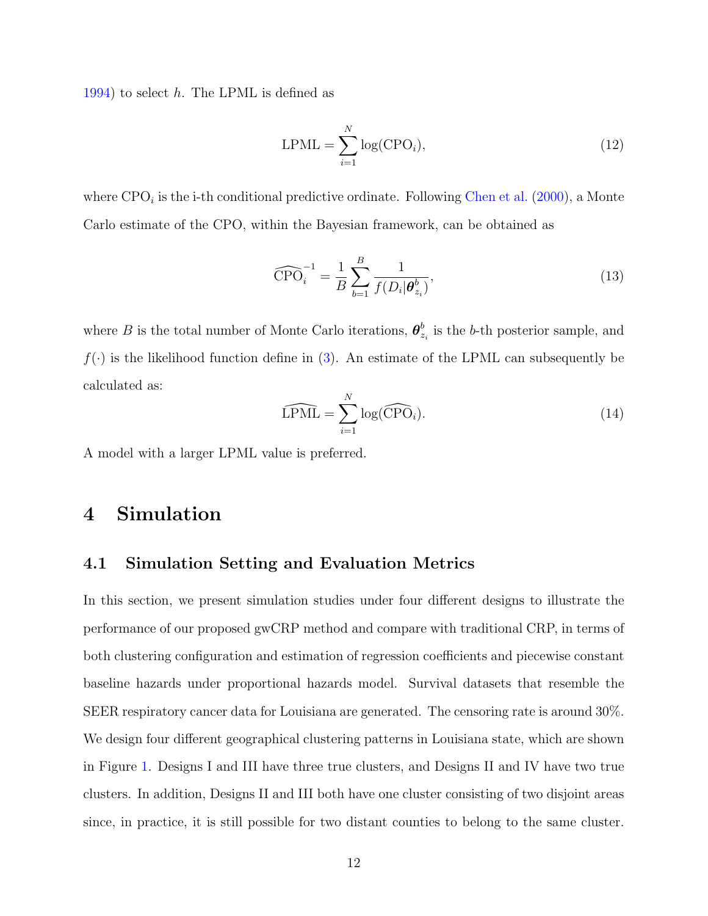1994) to select $h$. The LPML is defined as

$$\text{LPML} = \sum_{i=1}^{N} \log(\text{CPO}_i), \tag{12}$$

where $\text{CPO}_i$ is the i-th conditional predictive ordinate. Following Chen et al. (2000), a Monte Carlo estimate of the CPO, within the Bayesian framework, can be obtained as

$$\widehat{\text{CPO}}_i^{-1} = \frac{1}{B} \sum_{b=1}^{B} \frac{1}{f(D_i | \boldsymbol{\theta}_{z_i}^{b})}, \tag{13}$$

where $B$ is the total number of Monte Carlo iterations, $\boldsymbol{\theta}_{z_i}^{b}$ is the $b$-th posterior sample, and $f(\cdot)$ is the likelihood function define in (3). An estimate of the LPML can subsequently be calculated as:

$$\widehat{\text{LPML}} = \sum_{i=1}^{N} \log(\widehat{\text{CPO}}_i). \tag{14}$$

A model with a larger LPML value is preferred.

# 4 Simulation

## 4.1 Simulation Setting and Evaluation Metrics

In this section, we present simulation studies under four different designs to illustrate the performance of our proposed gwCRP method and compare with traditional CRP, in terms of both clustering configuration and estimation of regression coefficients and piecewise constant baseline hazards under proportional hazards model. Survival datasets that resemble the SEER respiratory cancer data for Louisiana are generated. The censoring rate is around 30%. We design four different geographical clustering patterns in Louisiana state, which are shown in Figure 1. Designs I and III have three true clusters, and Designs II and IV have two true clusters. In addition, Designs II and III both have one cluster consisting of two disjoint areas since, in practice, it is still possible for two distant counties to belong to the same cluster.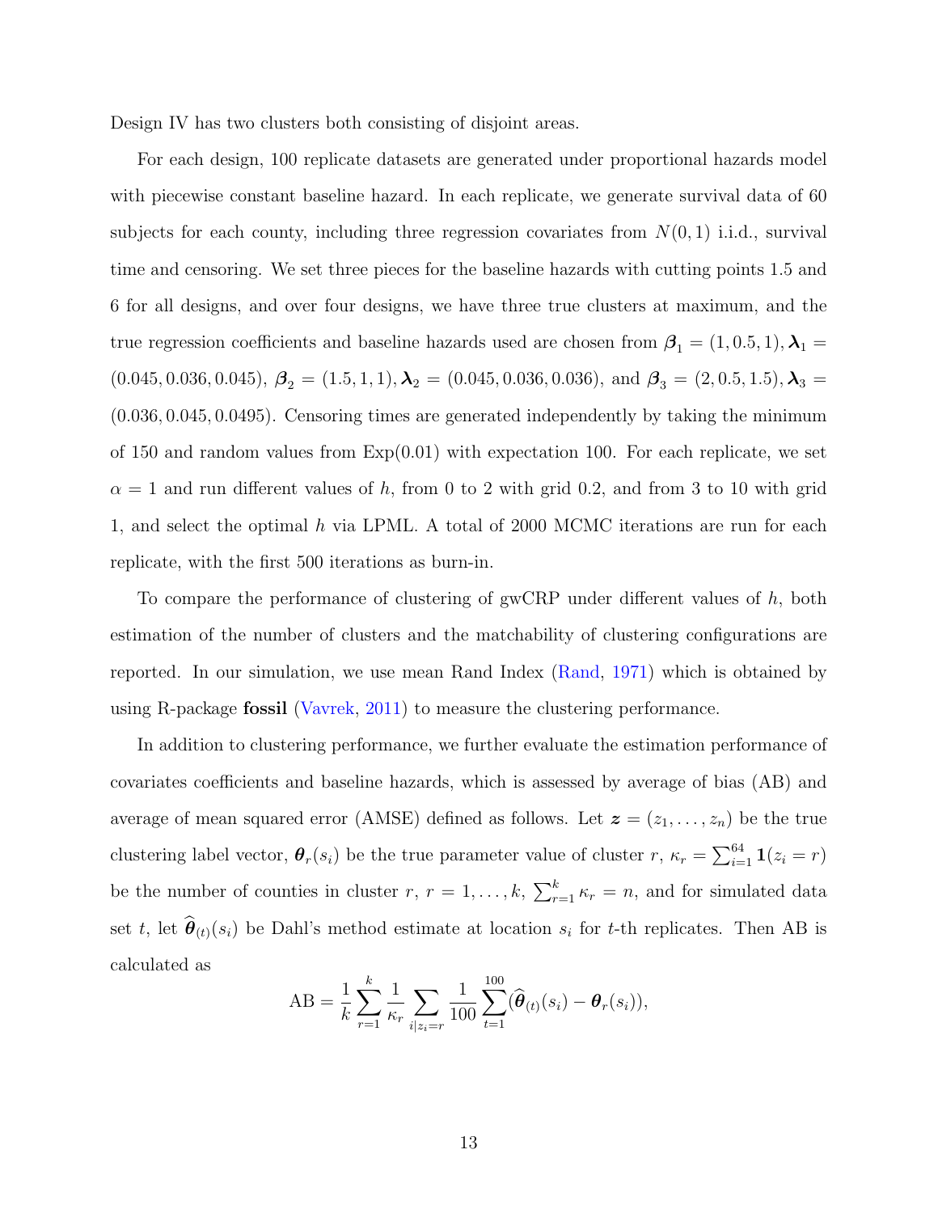Design IV has two clusters both consisting of disjoint areas.

For each design, 100 replicate datasets are generated under proportional hazards model with piecewise constant baseline hazard. In each replicate, we generate survival data of 60 subjects for each county, including three regression covariates from $N(0,1)$ i.i.d., survival time and censoring. We set three pieces for the baseline hazards with cutting points 1.5 and 6 for all designs, and over four designs, we have three true clusters at maximum, and the true regression coefficients and baseline hazards used are chosen from $\boldsymbol{\beta}_1 = (1, 0.5, 1), \boldsymbol{\lambda}_1 = (0.045, 0.036, 0.045)$, $\boldsymbol{\beta}_2 = (1.5, 1, 1), \boldsymbol{\lambda}_2 = (0.045, 0.036, 0.036)$, and $\boldsymbol{\beta}_3 = (2, 0.5, 1.5), \boldsymbol{\lambda}_3 = (0.036, 0.045, 0.0495)$. Censoring times are generated independently by taking the minimum of 150 and random values from Exp(0.01) with expectation 100. For each replicate, we set $\alpha = 1$ and run different values of $h$, from 0 to 2 with grid 0.2, and from 3 to 10 with grid 1, and select the optimal $h$ via LPML. A total of 2000 MCMC iterations are run for each replicate, with the first 500 iterations as burn-in.

To compare the performance of clustering of gwCRP under different values of $h$, both estimation of the number of clusters and the matchability of clustering configurations are reported. In our simulation, we use mean Rand Index (Rand, 1971) which is obtained by using R-package **fossil** (Vavrek, 2011) to measure the clustering performance.

In addition to clustering performance, we further evaluate the estimation performance of covariates coefficients and baseline hazards, which is assessed by average of bias (AB) and average of mean squared error (AMSE) defined as follows. Let $\boldsymbol{z} = (z_1, \ldots, z_n)$ be the true clustering label vector, $\boldsymbol{\theta}_r(s_i)$ be the true parameter value of cluster $r$, $\kappa_r = \sum_{i=1}^{64} \mathbf{1}(z_i = r)$ be the number of counties in cluster $r$, $r = 1, \ldots, k$, $\sum_{r=1}^{k} \kappa_r = n$, and for simulated data set $t$, let $\widehat{\boldsymbol{\theta}}_{(t)}(s_i)$ be Dahl's method estimate at location $s_i$ for $t$-th replicates. Then AB is calculated as

$$\text{AB} = \frac{1}{k} \sum_{r=1}^{k} \frac{1}{\kappa_r} \sum_{i|z_i=r} \frac{1}{100} \sum_{t=1}^{100} (\widehat{\boldsymbol{\theta}}_{(t)}(s_i) - \boldsymbol{\theta}_r(s_i)),$$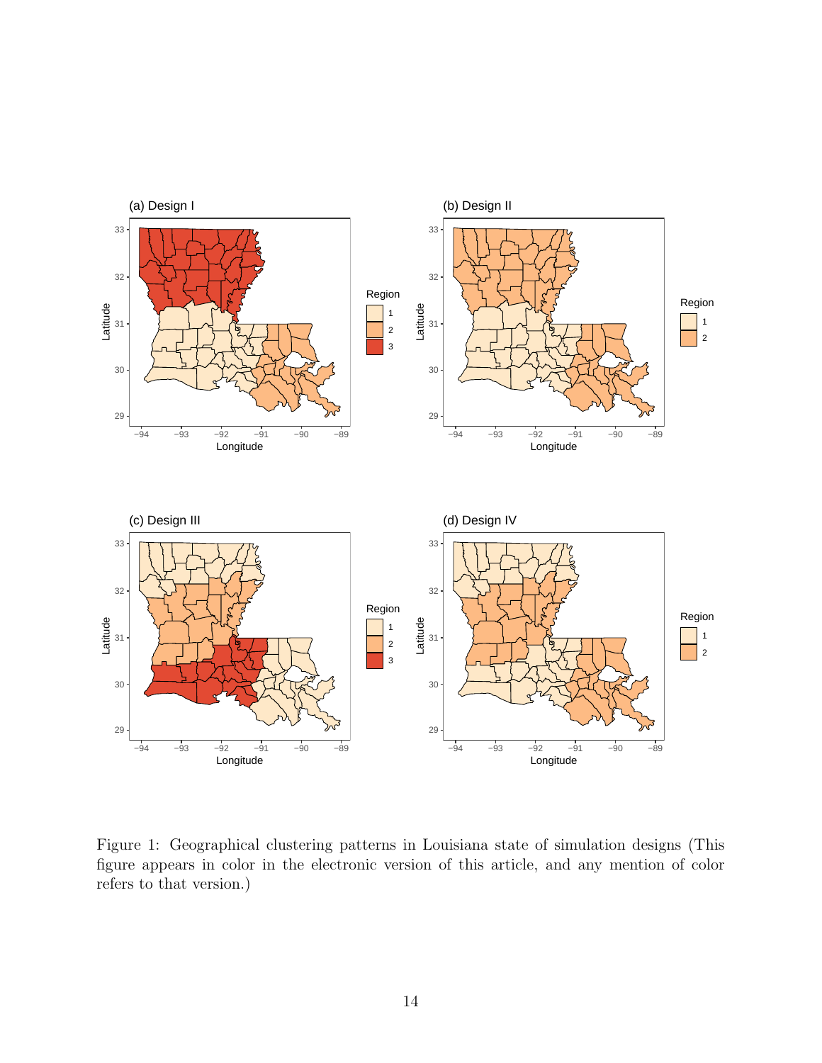Figure 1: Geographical clustering patterns in Louisiana state of simulation designs (This figure appears in color in the electronic version of this article, and any mention of color refers to that version.)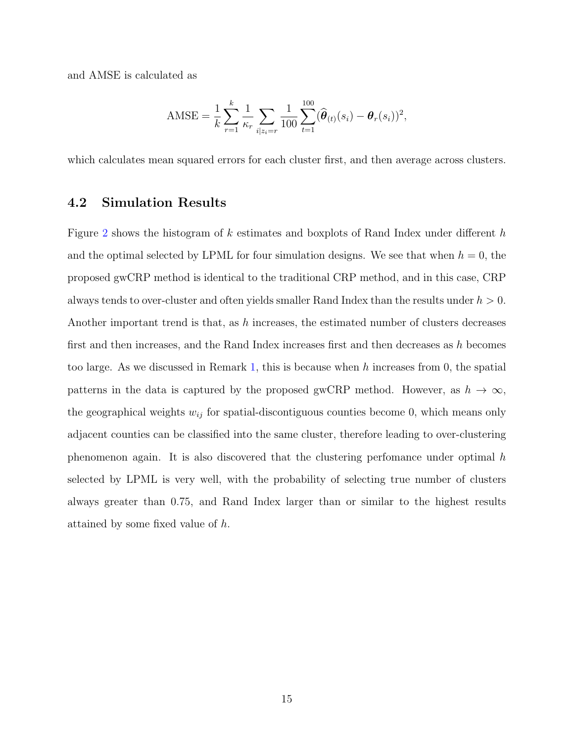and AMSE is calculated as

$$
\text{AMSE} = \frac{1}{k}\sum_{r=1}^{k}\frac{1}{\kappa_r}\sum_{i|z_i=r}\frac{1}{100}\sum_{t=1}^{100}(\widehat{\boldsymbol{\theta}}_{(t)}(s_i) - \boldsymbol{\theta}_r(s_i))^2,
$$

which calculates mean squared errors for each cluster first, and then average across clusters.

## 4.2 Simulation Results

Figure 2 shows the histogram of $k$ estimates and boxplots of Rand Index under different $h$ and the optimal selected by LPML for four simulation designs. We see that when $h = 0$, the proposed gwCRP method is identical to the traditional CRP method, and in this case, CRP always tends to over-cluster and often yields smaller Rand Index than the results under $h > 0$. Another important trend is that, as $h$ increases, the estimated number of clusters decreases first and then increases, and the Rand Index increases first and then decreases as $h$ becomes too large. As we discussed in Remark 1, this is because when $h$ increases from 0, the spatial patterns in the data is captured by the proposed gwCRP method. However, as $h \to \infty$, the geographical weights $w_{ij}$ for spatial-discontiguous counties become 0, which means only adjacent counties can be classified into the same cluster, therefore leading to over-clustering phenomenon again. It is also discovered that the clustering perfomance under optimal $h$ selected by LPML is very well, with the probability of selecting true number of clusters always greater than 0.75, and Rand Index larger than or similar to the highest results attained by some fixed value of $h$.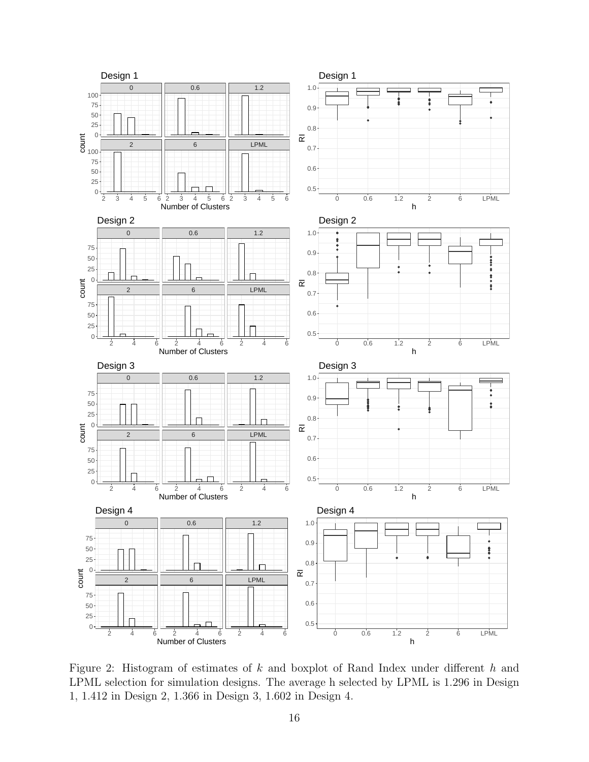Figure 2: Histogram of estimates of $k$ and boxplot of Rand Index under different $h$ and LPML selection for simulation designs. The average h selected by LPML is 1.296 in Design 1, 1.412 in Design 2, 1.366 in Design 3, 1.602 in Design 4.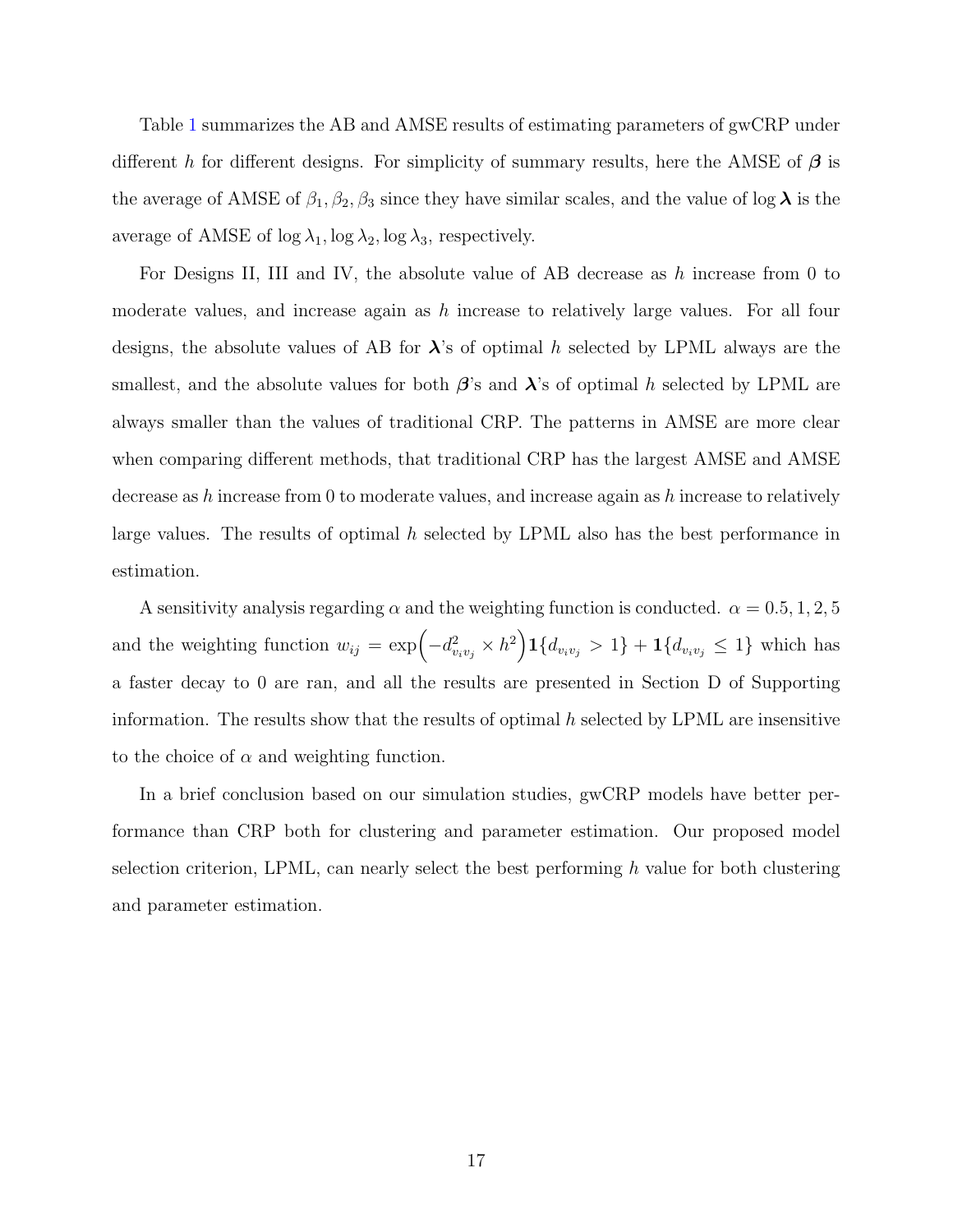Table 1 summarizes the AB and AMSE results of estimating parameters of gwCRP under different $h$ for different designs. For simplicity of summary results, here the AMSE of $\boldsymbol{\beta}$ is the average of AMSE of $\beta_1, \beta_2, \beta_3$ since they have similar scales, and the value of $\log \boldsymbol{\lambda}$ is the average of AMSE of $\log \lambda_1, \log \lambda_2, \log \lambda_3$, respectively.

For Designs II, III and IV, the absolute value of AB decrease as $h$ increase from 0 to moderate values, and increase again as $h$ increase to relatively large values. For all four designs, the absolute values of AB for $\boldsymbol{\lambda}$'s of optimal $h$ selected by LPML always are the smallest, and the absolute values for both $\boldsymbol{\beta}$'s and $\boldsymbol{\lambda}$'s of optimal $h$ selected by LPML are always smaller than the values of traditional CRP. The patterns in AMSE are more clear when comparing different methods, that traditional CRP has the largest AMSE and AMSE decrease as $h$ increase from 0 to moderate values, and increase again as $h$ increase to relatively large values. The results of optimal $h$ selected by LPML also has the best performance in estimation.

A sensitivity analysis regarding $\alpha$ and the weighting function is conducted. $\alpha = 0.5, 1, 2, 5$ and the weighting function $w_{ij} = \exp\Big(-d^2_{v_i v_j} \times h^2\Big)\mathbf{1}\{d_{v_i v_j} > 1\} + \mathbf{1}\{d_{v_i v_j} \leq 1\}$ which has a faster decay to 0 are ran, and all the results are presented in Section D of Supporting information. The results show that the results of optimal $h$ selected by LPML are insensitive to the choice of $\alpha$ and weighting function.

In a brief conclusion based on our simulation studies, gwCRP models have better performance than CRP both for clustering and parameter estimation. Our proposed model selection criterion, LPML, can nearly select the best performing $h$ value for both clustering and parameter estimation.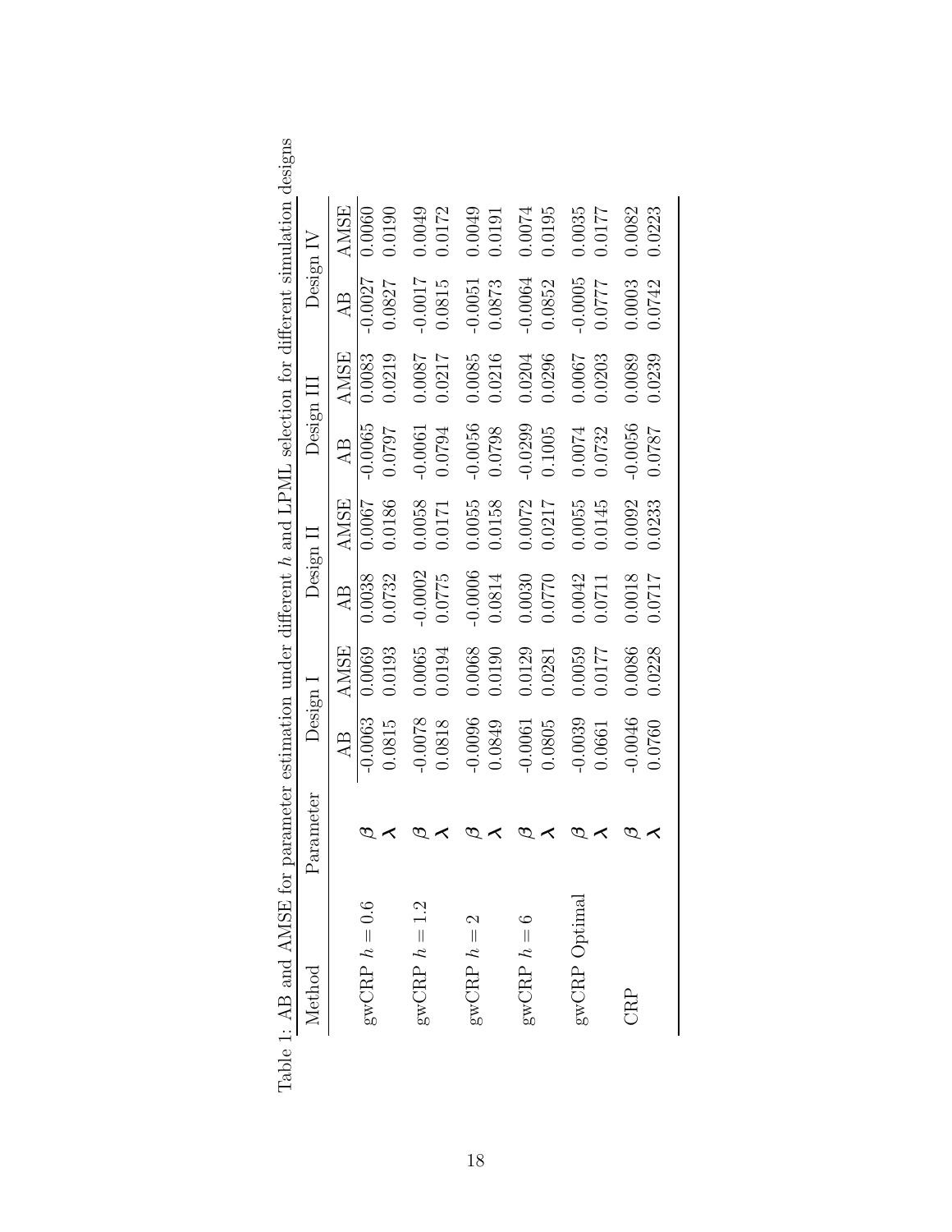Table 1: AB and AMSE for parameter estimation under different $h$ and LPML selection for different simulation designs

| Method | Parameter | Design I | | Design II | | Design III | | Design IV | |
|---|---|---|---|---|---|---|---|---|---|
| | | AB | AMSE | AB | AMSE | AB | AMSE | AB | AMSE |
| gwCRP $h = 0.6$ | $\boldsymbol{\beta}$ | -0.0063 | 0.0069 | 0.0038 | 0.0067 | -0.0065 | 0.0083 | -0.0027 | 0.0060 |
| | $\boldsymbol{\lambda}$ | 0.0815 | 0.0193 | 0.0732 | 0.0186 | 0.0797 | 0.0219 | 0.0827 | 0.0190 |
| gwCRP $h = 1.2$ | $\boldsymbol{\beta}$ | -0.0078 | 0.0065 | -0.0002 | 0.0058 | -0.0061 | 0.0087 | -0.0017 | 0.0049 |
| | $\boldsymbol{\lambda}$ | 0.0818 | 0.0194 | 0.0775 | 0.0171 | 0.0794 | 0.0217 | 0.0815 | 0.0172 |
| gwCRP $h = 2$ | $\boldsymbol{\beta}$ | -0.0096 | 0.0068 | -0.0006 | 0.0055 | -0.0056 | 0.0085 | -0.0051 | 0.0049 |
| | $\boldsymbol{\lambda}$ | 0.0849 | 0.0190 | 0.0814 | 0.0158 | 0.0798 | 0.0216 | 0.0873 | 0.0191 |
| gwCRP $h = 6$ | $\boldsymbol{\beta}$ | -0.0061 | 0.0129 | 0.0030 | 0.0072 | -0.0299 | 0.0204 | -0.0064 | 0.0074 |
| | $\boldsymbol{\lambda}$ | 0.0805 | 0.0281 | 0.0770 | 0.0217 | 0.1005 | 0.0296 | 0.0852 | 0.0195 |
| gwCRP Optimal | $\boldsymbol{\beta}$ | -0.0039 | 0.0059 | 0.0042 | 0.0055 | 0.0074 | 0.0067 | -0.0005 | 0.0035 |
| | $\boldsymbol{\lambda}$ | 0.0661 | 0.0177 | 0.0711 | 0.0145 | 0.0732 | 0.0203 | 0.0777 | 0.0177 |
| CRP | $\boldsymbol{\beta}$ | -0.0046 | 0.0086 | 0.0018 | 0.0092 | -0.0056 | 0.0089 | 0.0003 | 0.0082 |
| | $\boldsymbol{\lambda}$ | 0.0760 | 0.0228 | 0.0717 | 0.0233 | 0.0787 | 0.0239 | 0.0742 | 0.0223 |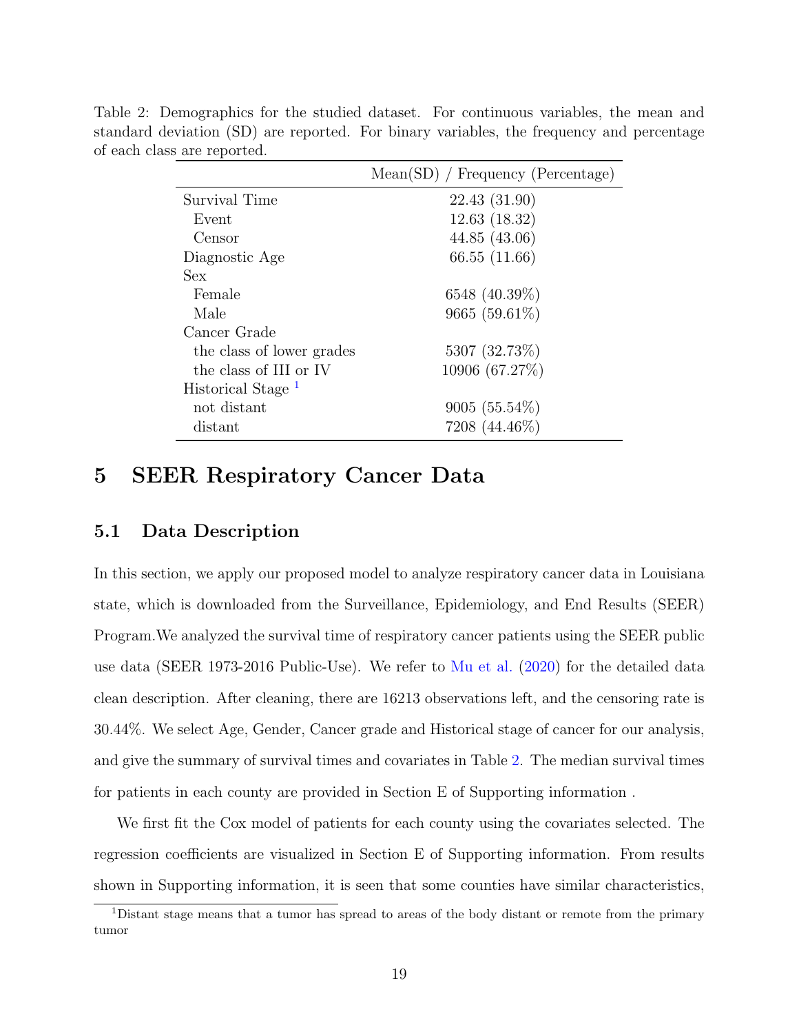Table 2: Demographics for the studied dataset. For continuous variables, the mean and standard deviation (SD) are reported. For binary variables, the frequency and percentage of each class are reported.

| | Mean(SD) / Frequency (Percentage) |
|---|---|
| Survival Time | 22.43 (31.90) |
| Event | 12.63 (18.32) |
| Censor | 44.85 (43.06) |
| Diagnostic Age | 66.55 (11.66) |
| Sex | |
| Female | 6548 (40.39%) |
| Male | 9665 (59.61%) |
| Cancer Grade | |
| the class of lower grades | 5307 (32.73%) |
| the class of III or IV | 10906 (67.27%) |
| Historical Stage [1] | |
| not distant | 9005 (55.54%) |
| distant | 7208 (44.46%) |

# 5 SEER Respiratory Cancer Data

## 5.1 Data Description

In this section, we apply our proposed model to analyze respiratory cancer data in Louisiana state, which is downloaded from the Surveillance, Epidemiology, and End Results (SEER) Program.We analyzed the survival time of respiratory cancer patients using the SEER public use data (SEER 1973-2016 Public-Use). We refer to Mu et al. (2020) for the detailed data clean description. After cleaning, there are 16213 observations left, and the censoring rate is 30.44%. We select Age, Gender, Cancer grade and Historical stage of cancer for our analysis, and give the summary of survival times and covariates in Table 2. The median survival times for patients in each county are provided in Section E of Supporting information .

We first fit the Cox model of patients for each county using the covariates selected. The regression coefficients are visualized in Section E of Supporting information. From results shown in Supporting information, it is seen that some counties have similar characteristics,

[1]Distant stage means that a tumor has spread to areas of the body distant or remote from the primary tumor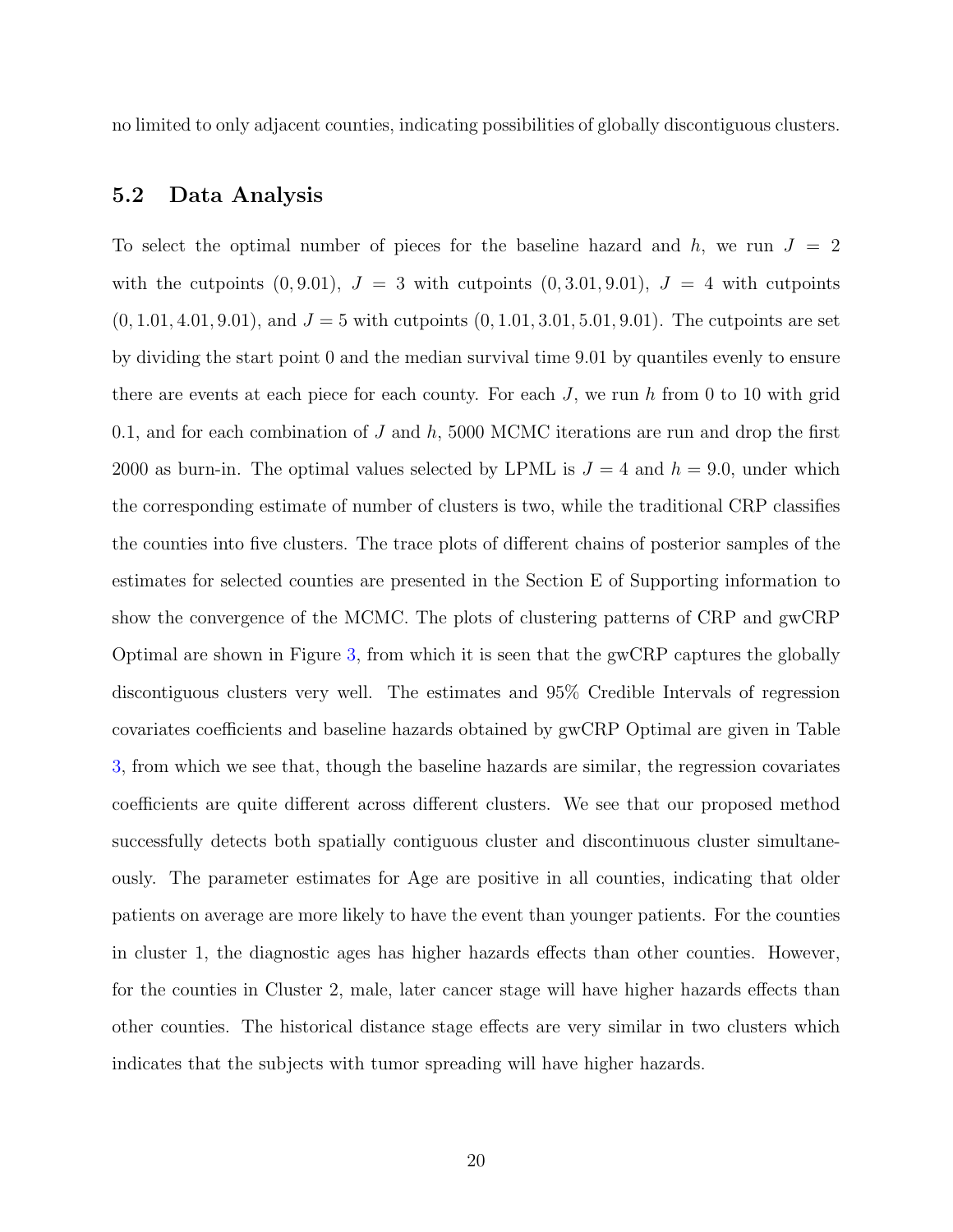no limited to only adjacent counties, indicating possibilities of globally discontiguous clusters.

## 5.2 Data Analysis

To select the optimal number of pieces for the baseline hazard and $h$, we run $J = 2$ with the cutpoints $(0, 9.01)$, $J = 3$ with cutpoints $(0, 3.01, 9.01)$, $J = 4$ with cutpoints $(0, 1.01, 4.01, 9.01)$, and $J = 5$ with cutpoints $(0, 1.01, 3.01, 5.01, 9.01)$. The cutpoints are set by dividing the start point 0 and the median survival time 9.01 by quantiles evenly to ensure there are events at each piece for each county. For each $J$, we run $h$ from 0 to 10 with grid 0.1, and for each combination of $J$ and $h$, 5000 MCMC iterations are run and drop the first 2000 as burn-in. The optimal values selected by LPML is $J = 4$ and $h = 9.0$, under which the corresponding estimate of number of clusters is two, while the traditional CRP classifies the counties into five clusters. The trace plots of different chains of posterior samples of the estimates for selected counties are presented in the Section E of Supporting information to show the convergence of the MCMC. The plots of clustering patterns of CRP and gwCRP Optimal are shown in Figure 3, from which it is seen that the gwCRP captures the globally discontiguous clusters very well. The estimates and 95% Credible Intervals of regression covariates coefficients and baseline hazards obtained by gwCRP Optimal are given in Table 3, from which we see that, though the baseline hazards are similar, the regression covariates coefficients are quite different across different clusters. We see that our proposed method successfully detects both spatially contiguous cluster and discontinuous cluster simultaneously. The parameter estimates for Age are positive in all counties, indicating that older patients on average are more likely to have the event than younger patients. For the counties in cluster 1, the diagnostic ages has higher hazards effects than other counties. However, for the counties in Cluster 2, male, later cancer stage will have higher hazards effects than other counties. The historical distance stage effects are very similar in two clusters which indicates that the subjects with tumor spreading will have higher hazards.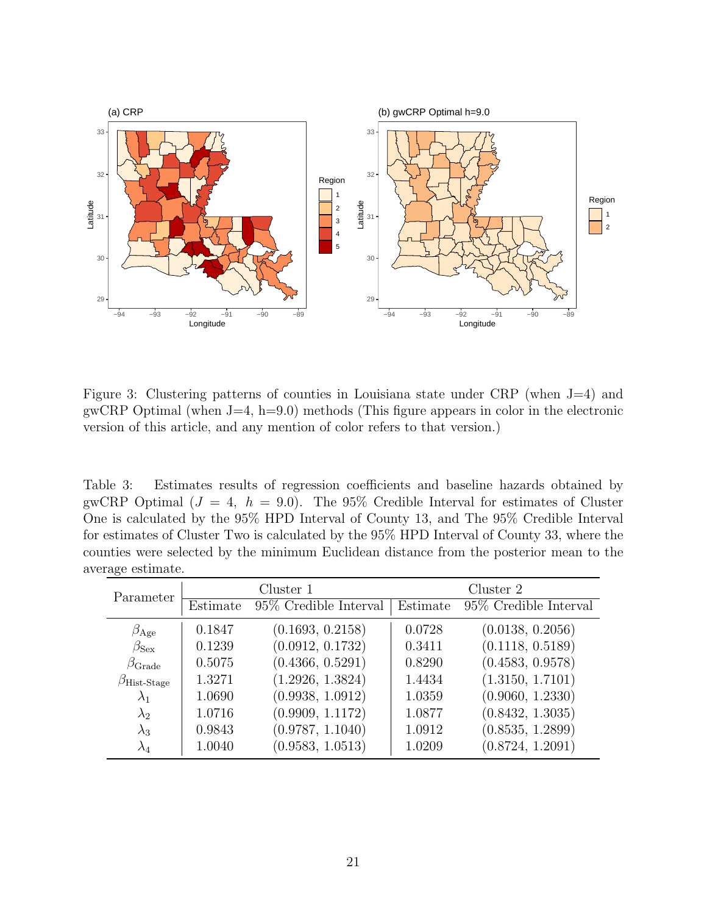Figure 3: Clustering patterns of counties in Louisiana state under CRP (when J=4) and gwCRP Optimal (when J=4, h=9.0) methods (This figure appears in color in the electronic version of this article, and any mention of color refers to that version.)

Table 3: Estimates results of regression coefficients and baseline hazards obtained by gwCRP Optimal ($J = 4$, $h = 9.0$). The 95% Credible Interval for estimates of Cluster One is calculated by the 95% HPD Interval of County 13, and The 95% Credible Interval for estimates of Cluster Two is calculated by the 95% HPD Interval of County 33, where the counties were selected by the minimum Euclidean distance from the posterior mean to the average estimate.

| Parameter | Cluster 1 | | Cluster 2 | |
|---|---|---|---|---|
| | Estimate | 95% Credible Interval | Estimate | 95% Credible Interval |
| $\beta_{\text{Age}}$ | 0.1847 | (0.1693, 0.2158) | 0.0728 | (0.0138, 0.2056) |
| $\beta_{\text{Sex}}$ | 0.1239 | (0.0912, 0.1732) | 0.3411 | (0.1118, 0.5189) |
| $\beta_{\text{Grade}}$ | 0.5075 | (0.4366, 0.5291) | 0.8290 | (0.4583, 0.9578) |
| $\beta_{\text{Hist-Stage}}$ | 1.3271 | (1.2926, 1.3824) | 1.4434 | (1.3150, 1.7101) |
| $\lambda_1$ | 1.0690 | (0.9938, 1.0912) | 1.0359 | (0.9060, 1.2330) |
| $\lambda_2$ | 1.0716 | (0.9909, 1.1172) | 1.0877 | (0.8432, 1.3035) |
| $\lambda_3$ | 0.9843 | (0.9787, 1.1040) | 1.0912 | (0.8535, 1.2899) |
| $\lambda_4$ | 1.0040 | (0.9583, 1.0513) | 1.0209 | (0.8724, 1.2091) |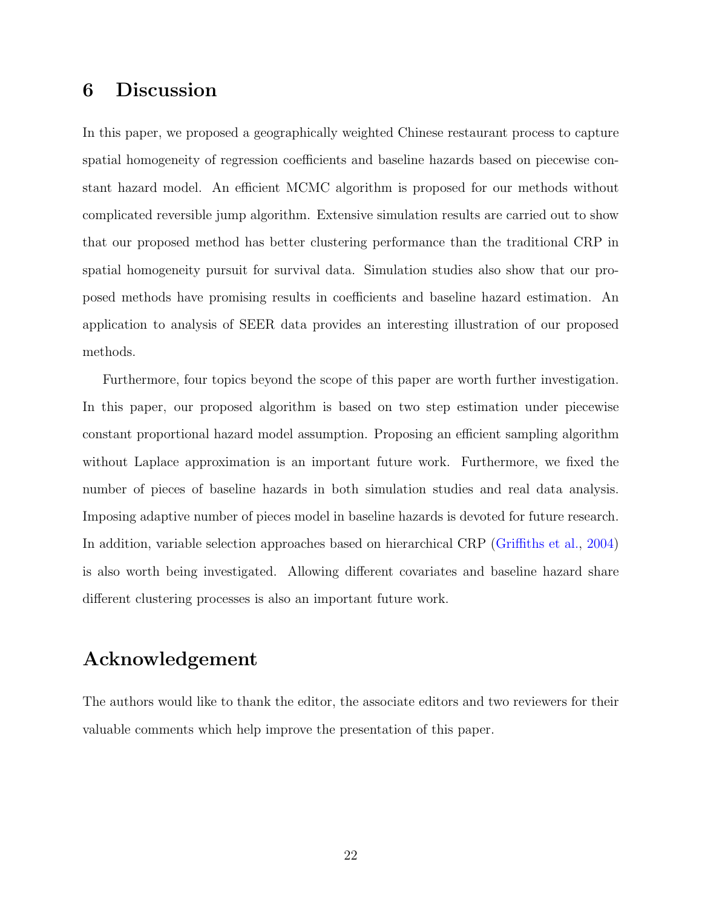## 6 Discussion

In this paper, we proposed a geographically weighted Chinese restaurant process to capture spatial homogeneity of regression coefficients and baseline hazards based on piecewise constant hazard model. An efficient MCMC algorithm is proposed for our methods without complicated reversible jump algorithm. Extensive simulation results are carried out to show that our proposed method has better clustering performance than the traditional CRP in spatial homogeneity pursuit for survival data. Simulation studies also show that our proposed methods have promising results in coefficients and baseline hazard estimation. An application to analysis of SEER data provides an interesting illustration of our proposed methods.

Furthermore, four topics beyond the scope of this paper are worth further investigation. In this paper, our proposed algorithm is based on two step estimation under piecewise constant proportional hazard model assumption. Proposing an efficient sampling algorithm without Laplace approximation is an important future work. Furthermore, we fixed the number of pieces of baseline hazards in both simulation studies and real data analysis. Imposing adaptive number of pieces model in baseline hazards is devoted for future research. In addition, variable selection approaches based on hierarchical CRP (Griffiths et al., 2004) is also worth being investigated. Allowing different covariates and baseline hazard share different clustering processes is also an important future work.

## Acknowledgement

The authors would like to thank the editor, the associate editors and two reviewers for their valuable comments which help improve the presentation of this paper.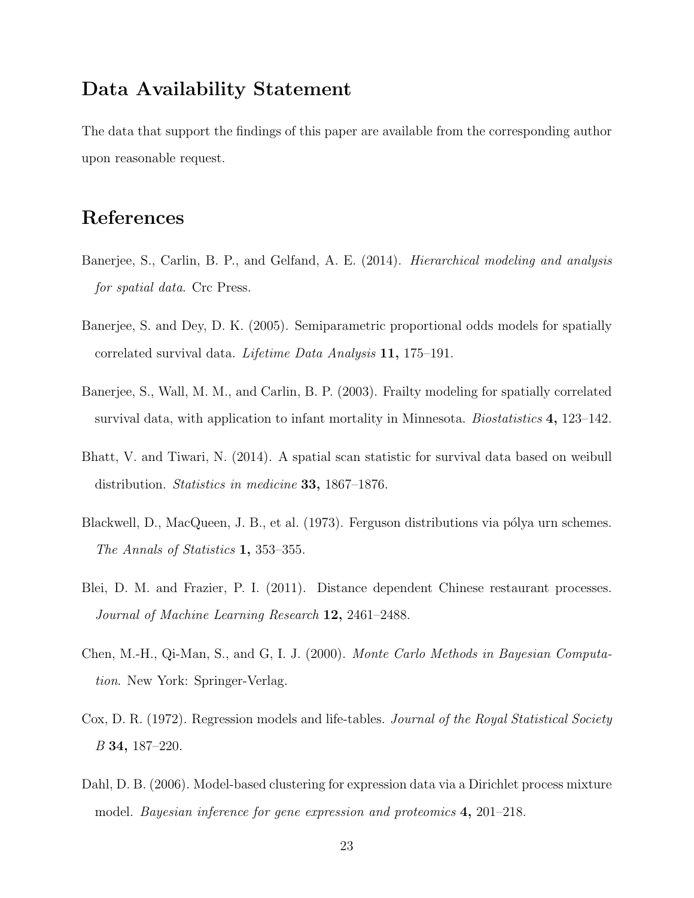## Data Availability Statement

The data that support the findings of this paper are available from the corresponding author upon reasonable request.

## References

Banerjee, S., Carlin, B. P., and Gelfand, A. E. (2014). *Hierarchical modeling and analysis for spatial data*. Crc Press.

Banerjee, S. and Dey, D. K. (2005). Semiparametric proportional odds models for spatially correlated survival data. *Lifetime Data Analysis* **11,** 175–191.

Banerjee, S., Wall, M. M., and Carlin, B. P. (2003). Frailty modeling for spatially correlated survival data, with application to infant mortality in Minnesota. *Biostatistics* **4,** 123–142.

Bhatt, V. and Tiwari, N. (2014). A spatial scan statistic for survival data based on weibull distribution. *Statistics in medicine* **33,** 1867–1876.

Blackwell, D., MacQueen, J. B., et al. (1973). Ferguson distributions via pólya urn schemes. *The Annals of Statistics* **1,** 353–355.

Blei, D. M. and Frazier, P. I. (2011). Distance dependent Chinese restaurant processes. *Journal of Machine Learning Research* **12,** 2461–2488.

Chen, M.-H., Qi-Man, S., and G, I. J. (2000). *Monte Carlo Methods in Bayesian Computation*. New York: Springer-Verlag.

Cox, D. R. (1972). Regression models and life-tables. *Journal of the Royal Statistical Society B* **34,** 187–220.

Dahl, D. B. (2006). Model-based clustering for expression data via a Dirichlet process mixture model. *Bayesian inference for gene expression and proteomics* **4,** 201–218.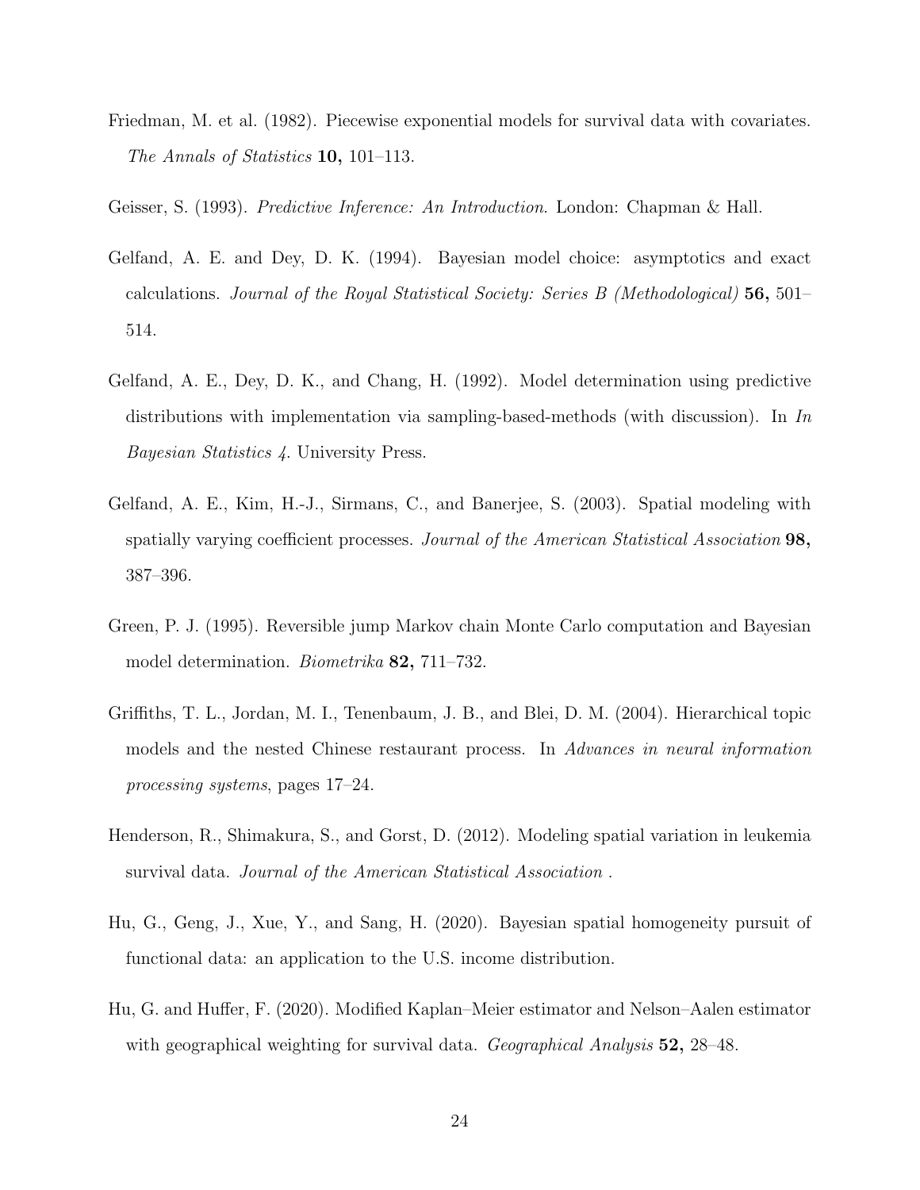Friedman, M. et al. (1982). Piecewise exponential models for survival data with covariates. *The Annals of Statistics* **10,** 101–113.

Geisser, S. (1993). *Predictive Inference: An Introduction*. London: Chapman & Hall.

Gelfand, A. E. and Dey, D. K. (1994). Bayesian model choice: asymptotics and exact calculations. *Journal of the Royal Statistical Society: Series B (Methodological)* **56,** 501–514.

Gelfand, A. E., Dey, D. K., and Chang, H. (1992). Model determination using predictive distributions with implementation via sampling-based-methods (with discussion). In *In Bayesian Statistics 4*. University Press.

Gelfand, A. E., Kim, H.-J., Sirmans, C., and Banerjee, S. (2003). Spatial modeling with spatially varying coefficient processes. *Journal of the American Statistical Association* **98,** 387–396.

Green, P. J. (1995). Reversible jump Markov chain Monte Carlo computation and Bayesian model determination. *Biometrika* **82,** 711–732.

Griffiths, T. L., Jordan, M. I., Tenenbaum, J. B., and Blei, D. M. (2004). Hierarchical topic models and the nested Chinese restaurant process. In *Advances in neural information processing systems*, pages 17–24.

Henderson, R., Shimakura, S., and Gorst, D. (2012). Modeling spatial variation in leukemia survival data. *Journal of the American Statistical Association* .

Hu, G., Geng, J., Xue, Y., and Sang, H. (2020). Bayesian spatial homogeneity pursuit of functional data: an application to the U.S. income distribution.

Hu, G. and Huffer, F. (2020). Modified Kaplan–Meier estimator and Nelson–Aalen estimator with geographical weighting for survival data. *Geographical Analysis* **52,** 28–48.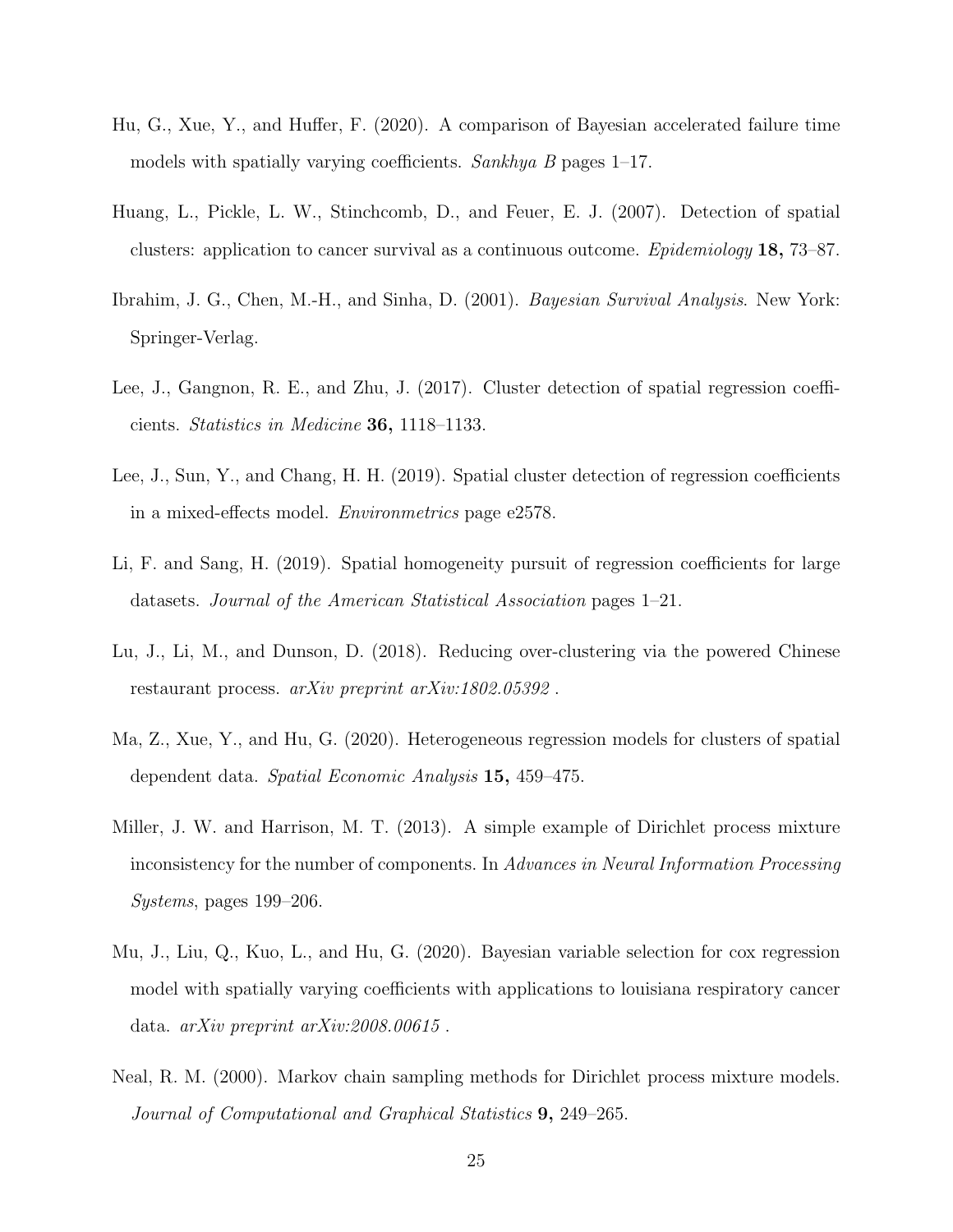Hu, G., Xue, Y., and Huffer, F. (2020). A comparison of Bayesian accelerated failure time models with spatially varying coefficients. *Sankhya B* pages 1–17.

Huang, L., Pickle, L. W., Stinchcomb, D., and Feuer, E. J. (2007). Detection of spatial clusters: application to cancer survival as a continuous outcome. *Epidemiology* **18,** 73–87.

Ibrahim, J. G., Chen, M.-H., and Sinha, D. (2001). *Bayesian Survival Analysis*. New York: Springer-Verlag.

Lee, J., Gangnon, R. E., and Zhu, J. (2017). Cluster detection of spatial regression coefficients. *Statistics in Medicine* **36,** 1118–1133.

Lee, J., Sun, Y., and Chang, H. H. (2019). Spatial cluster detection of regression coefficients in a mixed-effects model. *Environmetrics* page e2578.

Li, F. and Sang, H. (2019). Spatial homogeneity pursuit of regression coefficients for large datasets. *Journal of the American Statistical Association* pages 1–21.

Lu, J., Li, M., and Dunson, D. (2018). Reducing over-clustering via the powered Chinese restaurant process. *arXiv preprint arXiv:1802.05392* .

Ma, Z., Xue, Y., and Hu, G. (2020). Heterogeneous regression models for clusters of spatial dependent data. *Spatial Economic Analysis* **15,** 459–475.

Miller, J. W. and Harrison, M. T. (2013). A simple example of Dirichlet process mixture inconsistency for the number of components. In *Advances in Neural Information Processing Systems*, pages 199–206.

Mu, J., Liu, Q., Kuo, L., and Hu, G. (2020). Bayesian variable selection for cox regression model with spatially varying coefficients with applications to louisiana respiratory cancer data. *arXiv preprint arXiv:2008.00615* .

Neal, R. M. (2000). Markov chain sampling methods for Dirichlet process mixture models. *Journal of Computational and Graphical Statistics* **9,** 249–265.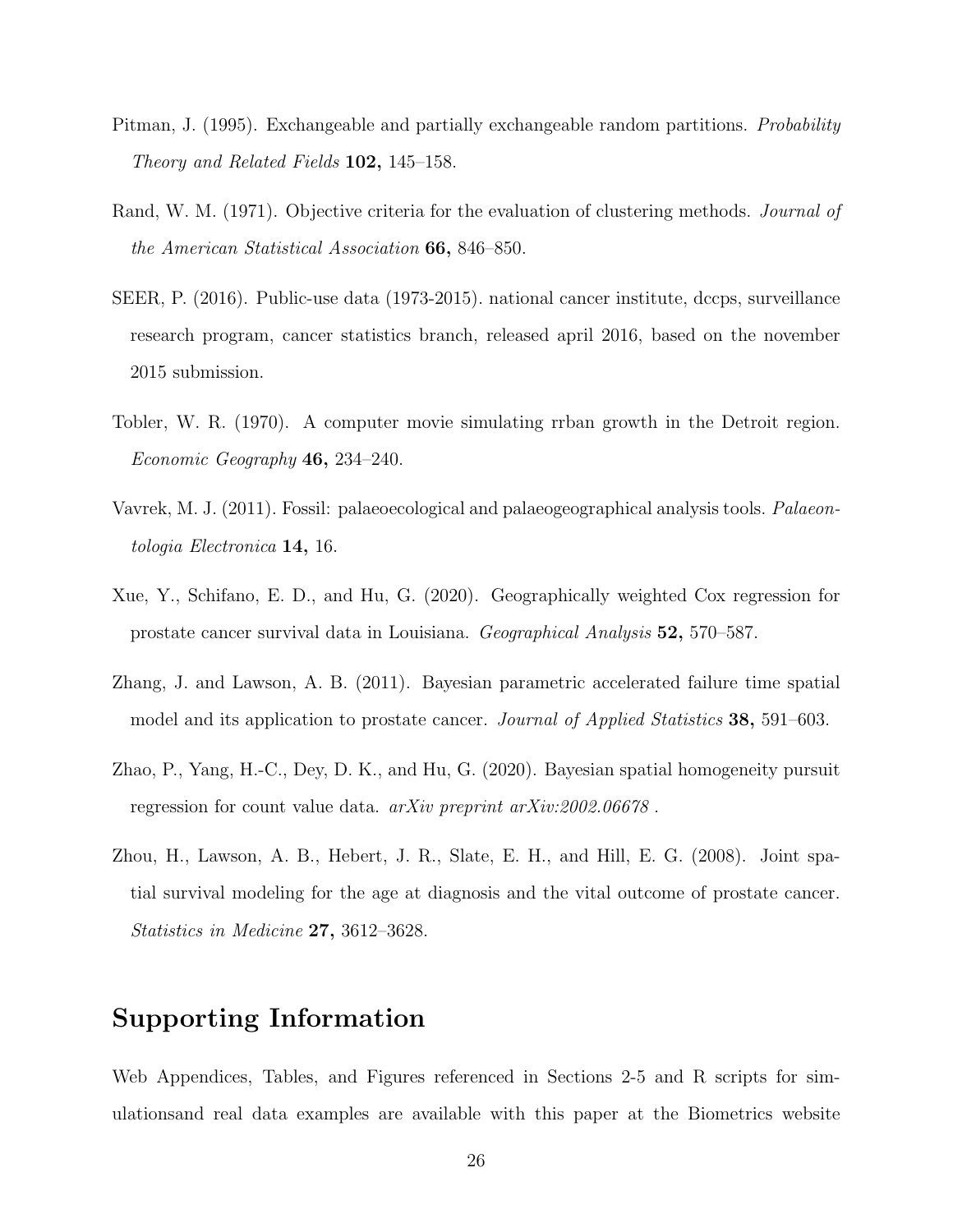Pitman, J. (1995). Exchangeable and partially exchangeable random partitions. *Probability Theory and Related Fields* **102,** 145–158.

Rand, W. M. (1971). Objective criteria for the evaluation of clustering methods. *Journal of the American Statistical Association* **66,** 846–850.

SEER, P. (2016). Public-use data (1973-2015). national cancer institute, dccps, surveillance research program, cancer statistics branch, released april 2016, based on the november 2015 submission.

Tobler, W. R. (1970). A computer movie simulating rrban growth in the Detroit region. *Economic Geography* **46,** 234–240.

Vavrek, M. J. (2011). Fossil: palaeoecological and palaeogeographical analysis tools. *Palaeontologia Electronica* **14,** 16.

Xue, Y., Schifano, E. D., and Hu, G. (2020). Geographically weighted Cox regression for prostate cancer survival data in Louisiana. *Geographical Analysis* **52,** 570–587.

Zhang, J. and Lawson, A. B. (2011). Bayesian parametric accelerated failure time spatial model and its application to prostate cancer. *Journal of Applied Statistics* **38,** 591–603.

Zhao, P., Yang, H.-C., Dey, D. K., and Hu, G. (2020). Bayesian spatial homogeneity pursuit regression for count value data. *arXiv preprint arXiv:2002.06678* .

Zhou, H., Lawson, A. B., Hebert, J. R., Slate, E. H., and Hill, E. G. (2008). Joint spatial survival modeling for the age at diagnosis and the vital outcome of prostate cancer. *Statistics in Medicine* **27,** 3612–3628.

# Supporting Information

Web Appendices, Tables, and Figures referenced in Sections 2-5 and R scripts for simulationsand real data examples are available with this paper at the Biometrics website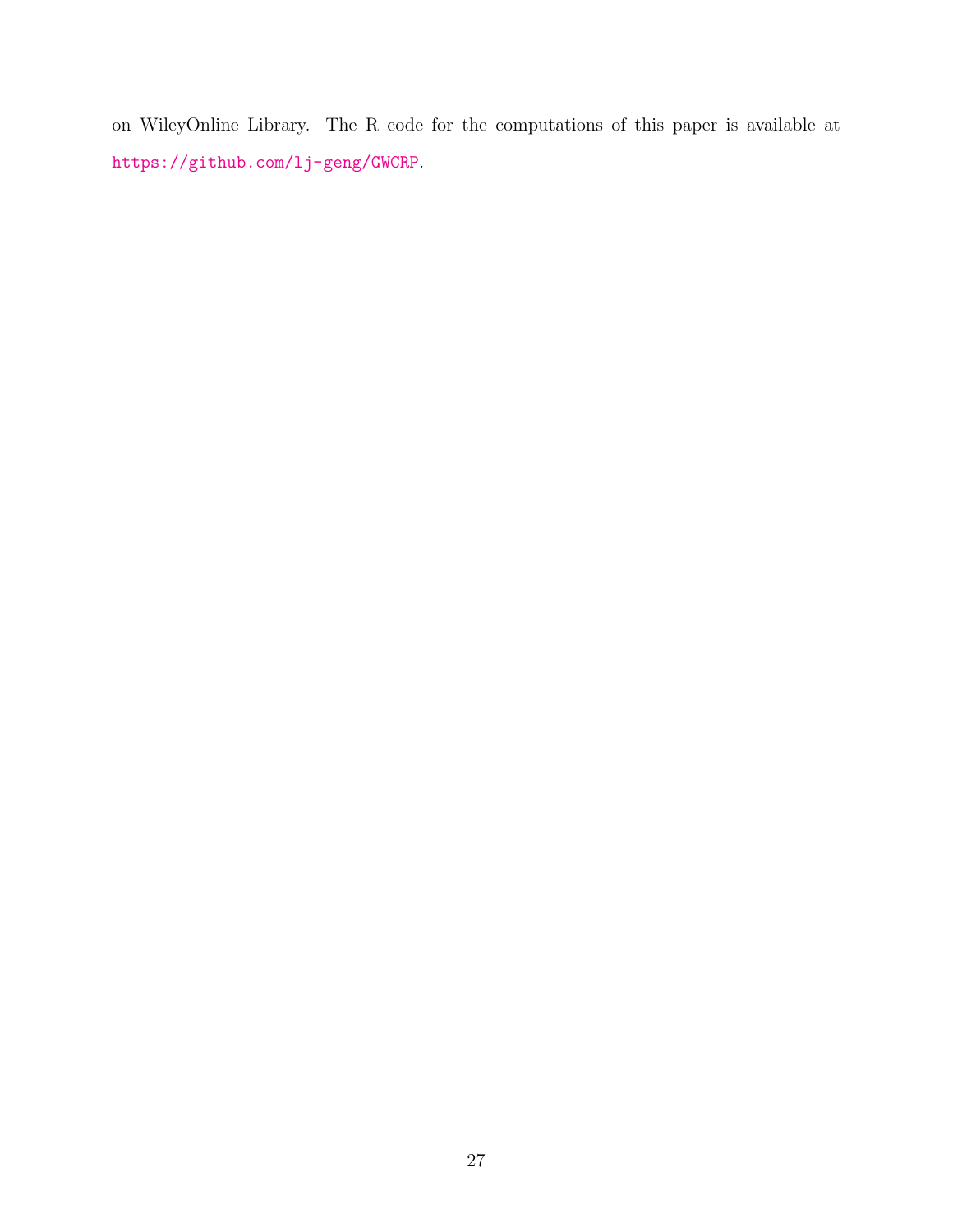on WileyOnline Library. The R code for the computations of this paper is available at https://github.com/lj-geng/GWCRP.